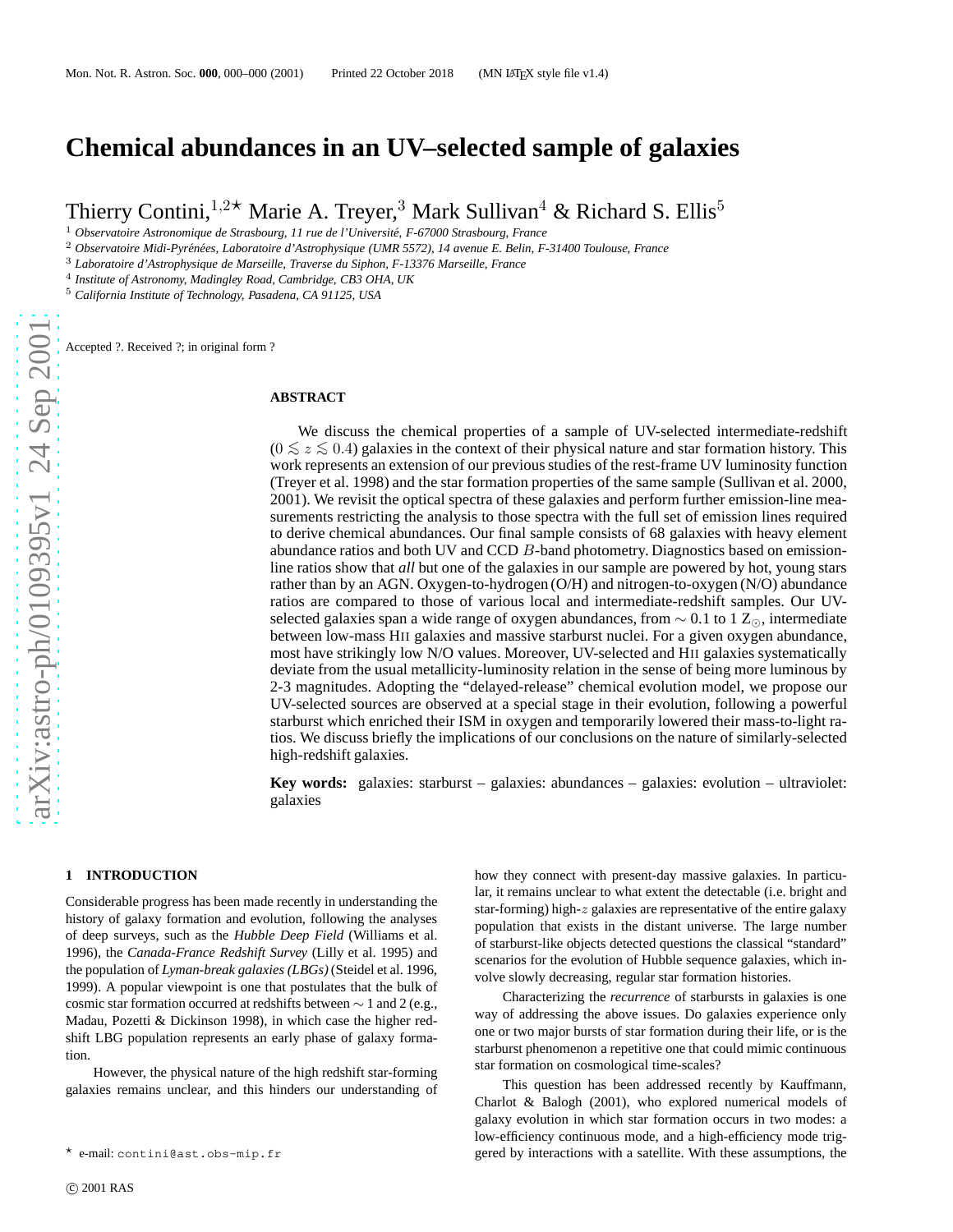# Chemical abundances in an UV–selected sample of galaxies

Thierry Contini,[1,2⋆] Marie A. Treyer,[3] Mark Sullivan[4] & Richard S. Ellis[5]

[1] *Observatoire Astronomique de Strasbourg, 11 rue de l'Université, F-67000 Strasbourg, France*
[2] *Observatoire Midi-Pyrénées, Laboratoire d'Astrophysique (UMR 5572), 14 avenue E. Belin, F-31400 Toulouse, France*
[3] *Laboratoire d'Astrophysique de Marseille, Traverse du Siphon, F-13376 Marseille, France*
[4] *Institute of Astronomy, Madingley Road, Cambridge, CB3 OHA, UK*
[5] *California Institute of Technology, Pasadena, CA 91125, USA*

Accepted ?. Received ?; in original form ?

## ABSTRACT

We discuss the chemical properties of a sample of UV-selected intermediate-redshift ($0 \lesssim z \lesssim 0.4$) galaxies in the context of their physical nature and star formation history. This work represents an extension of our previous studies of the rest-frame UV luminosity function (Treyer et al. 1998) and the star formation properties of the same sample (Sullivan et al. 2000, 2001). We revisit the optical spectra of these galaxies and perform further emission-line measurements restricting the analysis to those spectra with the full set of emission lines required to derive chemical abundances. Our final sample consists of 68 galaxies with heavy element abundance ratios and both UV and CCD $B$-band photometry. Diagnostics based on emission-line ratios show that *all* but one of the galaxies in our sample are powered by hot, young stars rather than by an AGN. Oxygen-to-hydrogen (O/H) and nitrogen-to-oxygen (N/O) abundance ratios are compared to those of various local and intermediate-redshift samples. Our UV-selected galaxies span a wide range of oxygen abundances, from $\sim$ 0.1 to 1 $Z_\odot$, intermediate between low-mass HII galaxies and massive starburst nuclei. For a given oxygen abundance, most have strikingly low N/O values. Moreover, UV-selected and HII galaxies systematically deviate from the usual metallicity-luminosity relation in the sense of being more luminous by 2-3 magnitudes. Adopting the "delayed-release" chemical evolution model, we propose our UV-selected sources are observed at a special stage in their evolution, following a powerful starburst which enriched their ISM in oxygen and temporarily lowered their mass-to-light ratios. We discuss briefly the implications of our conclusions on the nature of similarly-selected high-redshift galaxies.

**Key words:** galaxies: starburst – galaxies: abundances – galaxies: evolution – ultraviolet: galaxies

## 1 INTRODUCTION

Considerable progress has been made recently in understanding the history of galaxy formation and evolution, following the analyses of deep surveys, such as the *Hubble Deep Field* (Williams et al. 1996), the *Canada-France Redshift Survey* (Lilly et al. 1995) and the population of *Lyman-break galaxies (LBGs)* (Steidel et al. 1996, 1999). A popular viewpoint is one that postulates that the bulk of cosmic star formation occurred at redshifts between $\sim$ 1 and 2 (e.g., Madau, Pozetti & Dickinson 1998), in which case the higher redshift LBG population represents an early phase of galaxy formation.

However, the physical nature of the high redshift star-forming galaxies remains unclear, and this hinders our understanding of how they connect with present-day massive galaxies. In particular, it remains unclear to what extent the detectable (i.e. bright and star-forming) high-$z$ galaxies are representative of the entire galaxy population that exists in the distant universe. The large number of starburst-like objects detected questions the classical "standard" scenarios for the evolution of Hubble sequence galaxies, which involve slowly decreasing, regular star formation histories.

Characterizing the *recurrence* of starbursts in galaxies is one way of addressing the above issues. Do galaxies experience only one or two major bursts of star formation during their life, or is the starburst phenomenon a repetitive one that could mimic continuous star formation on cosmological time-scales?

This question has been addressed recently by Kauffmann, Charlot & Balogh (2001), who explored numerical models of galaxy evolution in which star formation occurs in two modes: a low-efficiency continuous mode, and a high-efficiency mode triggered by interactions with a satellite. With these assumptions, the

⋆ e-mail: contini@ast.obs-mip.fr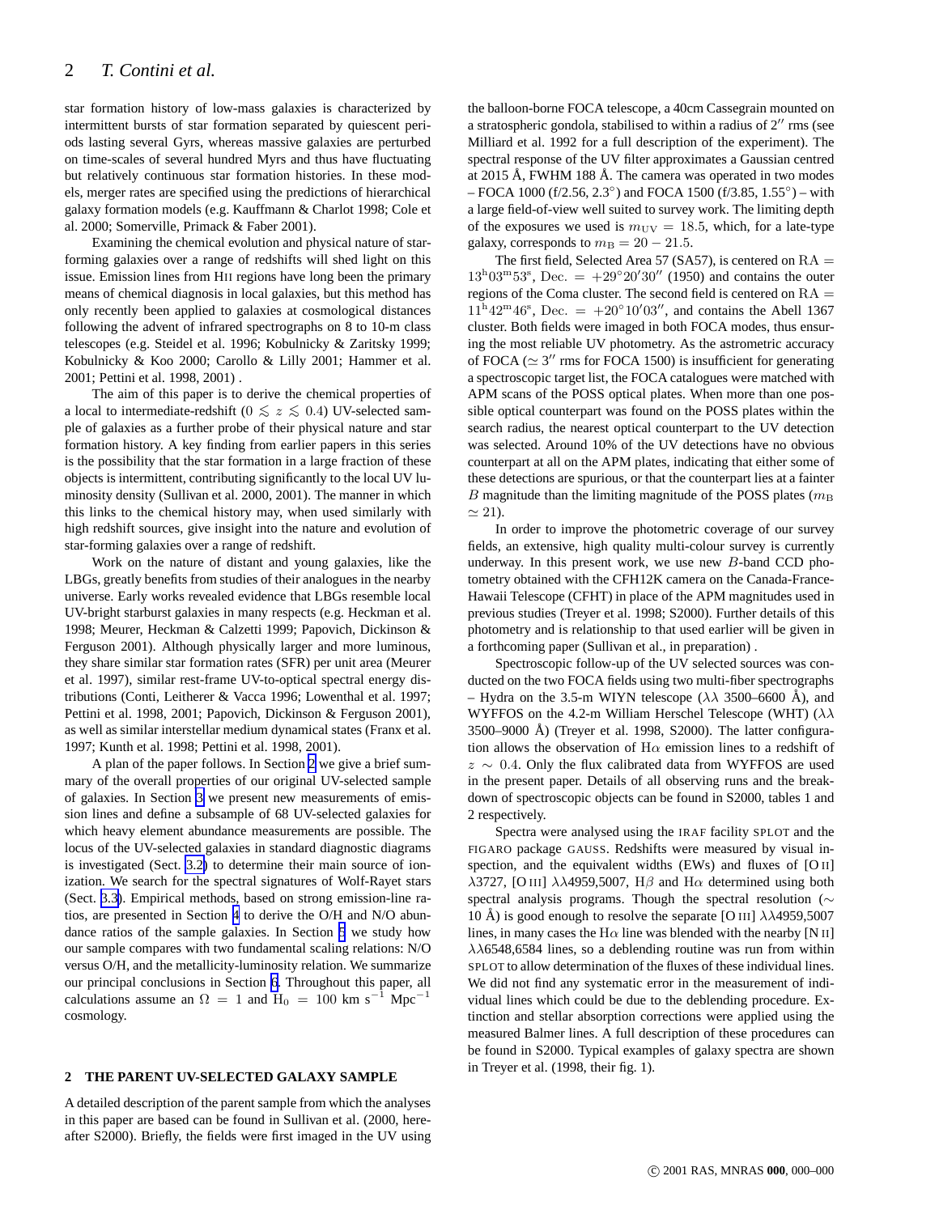star formation history of low-mass galaxies is characterized by intermittent bursts of star formation separated by quiescent periods lasting several Gyrs, whereas massive galaxies are perturbed on time-scales of several hundred Myrs and thus have fluctuating but relatively continuous star formation histories. In these models, merger rates are specified using the predictions of hierarchical galaxy formation models (e.g. Kauffmann & Charlot 1998; Cole et al. 2000; Somerville, Primack & Faber 2001).

Examining the chemical evolution and physical nature of star-forming galaxies over a range of redshifts will shed light on this issue. Emission lines from HII regions have long been the primary means of chemical diagnosis in local galaxies, but this method has only recently been applied to galaxies at cosmological distances following the advent of infrared spectrographs on 8 to 10-m class telescopes (e.g. Steidel et al. 1996; Kobulnicky & Zaritsky 1999; Kobulnicky & Koo 2000; Carollo & Lilly 2001; Hammer et al. 2001; Pettini et al. 1998, 2001) .

The aim of this paper is to derive the chemical properties of a local to intermediate-redshift ($0 \lesssim z \lesssim 0.4$) UV-selected sample of galaxies as a further probe of their physical nature and star formation history. A key finding from earlier papers in this series is the possibility that the star formation in a large fraction of these objects is intermittent, contributing significantly to the local UV luminosity density (Sullivan et al. 2000, 2001). The manner in which this links to the chemical history may, when used similarly with high redshift sources, give insight into the nature and evolution of star-forming galaxies over a range of redshift.

Work on the nature of distant and young galaxies, like the LBGs, greatly benefits from studies of their analogues in the nearby universe. Early works revealed evidence that LBGs resemble local UV-bright starburst galaxies in many respects (e.g. Heckman et al. 1998; Meurer, Heckman & Calzetti 1999; Papovich, Dickinson & Ferguson 2001). Although physically larger and more luminous, they share similar star formation rates (SFR) per unit area (Meurer et al. 1997), similar rest-frame UV-to-optical spectral energy distributions (Conti, Leitherer & Vacca 1996; Lowenthal et al. 1997; Pettini et al. 1998, 2001; Papovich, Dickinson & Ferguson 2001), as well as similar interstellar medium dynamical states (Franx et al. 1997; Kunth et al. 1998; Pettini et al. 1998, 2001).

A plan of the paper follows. In Section 2 we give a brief summary of the overall properties of our original UV-selected sample of galaxies. In Section 3 we present new measurements of emission lines and define a subsample of 68 UV-selected galaxies for which heavy element abundance measurements are possible. The locus of the UV-selected galaxies in standard diagnostic diagrams is investigated (Sect. 3.2) to determine their main source of ionization. We search for the spectral signatures of Wolf-Rayet stars (Sect. 3.3). Empirical methods, based on strong emission-line ratios, are presented in Section 4 to derive the O/H and N/O abundance ratios of the sample galaxies. In Section 5 we study how our sample compares with two fundamental scaling relations: N/O versus O/H, and the metallicity-luminosity relation. We summarize our principal conclusions in Section 6. Throughout this paper, all calculations assume an $\Omega = 1$ and $\mathrm{H}_0 = 100$ km s$^{-1}$ Mpc$^{-1}$ cosmology.

## 2 THE PARENT UV-SELECTED GALAXY SAMPLE

A detailed description of the parent sample from which the analyses in this paper are based can be found in Sullivan et al. (2000, hereafter S2000). Briefly, the fields were first imaged in the UV using the balloon-borne FOCA telescope, a 40cm Cassegrain mounted on a stratospheric gondola, stabilised to within a radius of $2''$ rms (see Milliard et al. 1992 for a full description of the experiment). The spectral response of the UV filter approximates a Gaussian centred at 2015 Å, FWHM 188 Å. The camera was operated in two modes – FOCA 1000 (f/2.56, 2.3°) and FOCA 1500 (f/3.85, 1.55°) – with a large field-of-view well suited to survey work. The limiting depth of the exposures we used is $m_{\rm UV} = 18.5$, which, for a late-type galaxy, corresponds to $m_{\rm B} = 20 - 21.5$.

The first field, Selected Area 57 (SA57), is centered on $\mathrm{RA} = 13^{\rm h}03^{\rm m}53^{\rm s}$, $\mathrm{Dec.} = +29^\circ20'30''$ (1950) and contains the outer regions of the Coma cluster. The second field is centered on $\mathrm{RA} = 11^{\rm h}42^{\rm m}46^{\rm s}$, $\mathrm{Dec.} = +20^\circ10'03''$, and contains the Abell 1367 cluster. Both fields were imaged in both FOCA modes, thus ensuring the most reliable UV photometry. As the astrometric accuracy of FOCA ($\simeq 3''$ rms for FOCA 1500) is insufficient for generating a spectroscopic target list, the FOCA catalogues were matched with APM scans of the POSS optical plates. When more than one possible optical counterpart was found on the POSS plates within the search radius, the nearest optical counterpart to the UV detection was selected. Around 10% of the UV detections have no obvious counterpart at all on the APM plates, indicating that either some of these detections are spurious, or that the counterpart lies at a fainter $B$ magnitude than the limiting magnitude of the POSS plates ($m_{\rm B} \simeq 21$).

In order to improve the photometric coverage of our survey fields, an extensive, high quality multi-colour survey is currently underway. In this present work, we use new $B$-band CCD photometry obtained with the CFH12K camera on the Canada-France-Hawaii Telescope (CFHT) in place of the APM magnitudes used in previous studies (Treyer et al. 1998; S2000). Further details of this photometry and is relationship to that used earlier will be given in a forthcoming paper (Sullivan et al., in preparation) .

Spectroscopic follow-up of the UV selected sources was conducted on the two FOCA fields using two multi-fiber spectrographs – Hydra on the 3.5-m WIYN telescope ($\lambda\lambda$ 3500–6600 Å), and WYFFOS on the 4.2-m William Herschel Telescope (WHT) ($\lambda\lambda$ 3500–9000 Å) (Treyer et al. 1998, S2000). The latter configuration allows the observation of Hα emission lines to a redshift of $z \sim 0.4$. Only the flux calibrated data from WYFFOS are used in the present paper. Details of all observing runs and the breakdown of spectroscopic objects can be found in S2000, tables 1 and 2 respectively.

Spectra were analysed using the IRAF facility SPLOT and the FIGARO package GAUSS. Redshifts were measured by visual inspection, and the equivalent widths (EWs) and fluxes of [O II] $\lambda$3727, [O III] $\lambda\lambda$4959,5007, Hβ and Hα determined using both spectral analysis programs. Though the spectral resolution ($\sim$ 10 Å) is good enough to resolve the separate [O III] $\lambda\lambda$4959,5007 lines, in many cases the Hα line was blended with the nearby [N II] $\lambda\lambda$6548,6584 lines, so a deblending routine was run from within SPLOT to allow determination of the fluxes of these individual lines. We did not find any systematic error in the measurement of individual lines which could be due to the deblending procedure. Extinction and stellar absorption corrections were applied using the measured Balmer lines. A full description of these procedures can be found in S2000. Typical examples of galaxy spectra are shown in Treyer et al. (1998, their fig. 1).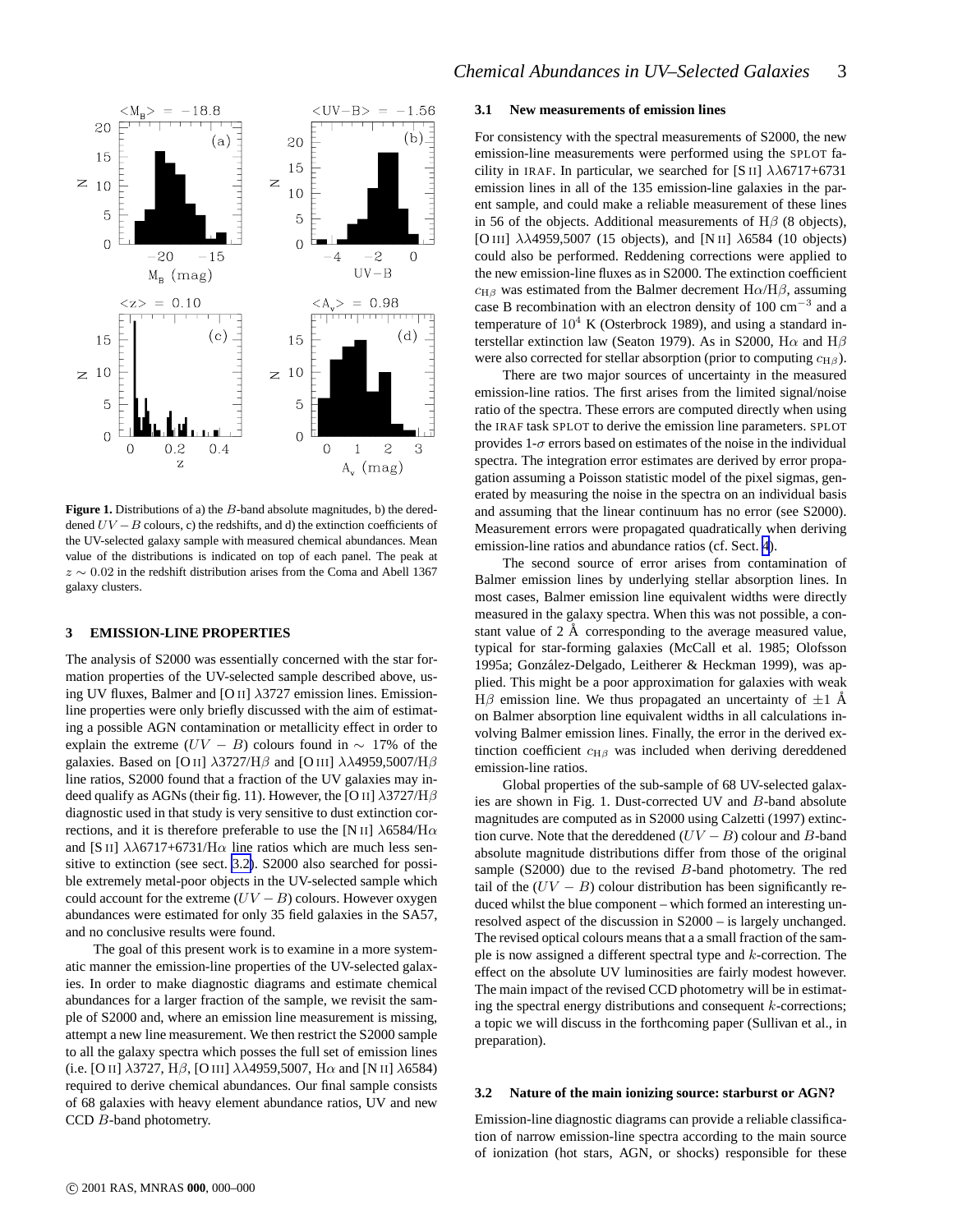**Figure 1.** Distributions of a) the $B$-band absolute magnitudes, b) the dereddened $UV - B$ colours, c) the redshifts, and d) the extinction coefficients of the UV-selected galaxy sample with measured chemical abundances. Mean value of the distributions is indicated on top of each panel. The peak at $z \sim 0.02$ in the redshift distribution arises from the Coma and Abell 1367 galaxy clusters.

## 3 EMISSION-LINE PROPERTIES

The analysis of S2000 was essentially concerned with the star formation properties of the UV-selected sample described above, using UV fluxes, Balmer and [O II] $\lambda$3727 emission lines. Emission-line properties were only briefly discussed with the aim of estimating a possible AGN contamination or metallicity effect in order to explain the extreme $(UV - B)$ colours found in $\sim$ 17% of the galaxies. Based on [O II] $\lambda$3727/H$\beta$ and [O III] $\lambda\lambda$4959,5007/H$\beta$ line ratios, S2000 found that a fraction of the UV galaxies may indeed qualify as AGNs (their fig. 11). However, the [O II] $\lambda$3727/H$\beta$ diagnostic used in that study is very sensitive to dust extinction corrections, and it is therefore preferable to use the [N II] $\lambda$6584/H$\alpha$ and [S II] $\lambda\lambda$6717+6731/H$\alpha$ line ratios which are much less sensitive to extinction (see sect. 3.2). S2000 also searched for possible extremely metal-poor objects in the UV-selected sample which could account for the extreme $(UV - B)$ colours. However oxygen abundances were estimated for only 35 field galaxies in the SA57, and no conclusive results were found.

The goal of this present work is to examine in a more systematic manner the emission-line properties of the UV-selected galaxies. In order to make diagnostic diagrams and estimate chemical abundances for a larger fraction of the sample, we revisit the sample of S2000 and, where an emission line measurement is missing, attempt a new line measurement. We then restrict the S2000 sample to all the galaxy spectra which posses the full set of emission lines (i.e. [O II] $\lambda$3727, H$\beta$, [O III] $\lambda\lambda$4959,5007, H$\alpha$ and [N II] $\lambda$6584) required to derive chemical abundances. Our final sample consists of 68 galaxies with heavy element abundance ratios, UV and new CCD $B$-band photometry.

### 3.1 New measurements of emission lines

For consistency with the spectral measurements of S2000, the new emission-line measurements were performed using the SPLOT facility in IRAF. In particular, we searched for [S II] $\lambda\lambda$6717+6731 emission lines in all of the 135 emission-line galaxies in the parent sample, and could make a reliable measurement of these lines in 56 of the objects. Additional measurements of H$\beta$ (8 objects), [O III] $\lambda\lambda$4959,5007 (15 objects), and [N II] $\lambda$6584 (10 objects) could also be performed. Reddening corrections were applied to the new emission-line fluxes as in S2000. The extinction coefficient $c_{\mathrm{H}\beta}$ was estimated from the Balmer decrement H$\alpha$/H$\beta$, assuming case B recombination with an electron density of 100 cm$^{-3}$ and a temperature of $10^4$ K (Osterbrock 1989), and using a standard interstellar extinction law (Seaton 1979). As in S2000, H$\alpha$ and H$\beta$ were also corrected for stellar absorption (prior to computing $c_{\mathrm{H}\beta}$).

There are two major sources of uncertainty in the measured emission-line ratios. The first arises from the limited signal/noise ratio of the spectra. These errors are computed directly when using the IRAF task SPLOT to derive the emission line parameters. SPLOT provides 1-$\sigma$ errors based on estimates of the noise in the individual spectra. The integration error estimates are derived by error propagation assuming a Poisson statistic model of the pixel sigmas, generated by measuring the noise in the spectra on an individual basis and assuming that the linear continuum has no error (see S2000). Measurement errors were propagated quadratically when deriving emission-line ratios and abundance ratios (cf. Sect. 4).

The second source of error arises from contamination of Balmer emission lines by underlying stellar absorption lines. In most cases, Balmer emission line equivalent widths were directly measured in the galaxy spectra. When this was not possible, a constant value of 2 Å corresponding to the average measured value, typical for star-forming galaxies (McCall et al. 1985; Olofsson 1995a; González-Delgado, Leitherer & Heckman 1999), was applied. This might be a poor approximation for galaxies with weak H$\beta$ emission line. We thus propagated an uncertainty of $\pm$1 Å on Balmer absorption line equivalent widths in all calculations involving Balmer emission lines. Finally, the error in the derived extinction coefficient $c_{\mathrm{H}\beta}$ was included when deriving dereddened emission-line ratios.

Global properties of the sub-sample of 68 UV-selected galaxies are shown in Fig. 1. Dust-corrected UV and $B$-band absolute magnitudes are computed as in S2000 using Calzetti (1997) extinction curve. Note that the dereddened $(UV - B)$ colour and $B$-band absolute magnitude distributions differ from those of the original sample (S2000) due to the revised $B$-band photometry. The red tail of the $(UV - B)$ colour distribution has been significantly reduced whilst the blue component – which formed an interesting unresolved aspect of the discussion in S2000 – is largely unchanged. The revised optical colours means that a a small fraction of the sample is now assigned a different spectral type and $k$-correction. The effect on the absolute UV luminosities are fairly modest however. The main impact of the revised CCD photometry will be in estimating the spectral energy distributions and consequent $k$-corrections; a topic we will discuss in the forthcoming paper (Sullivan et al., in preparation).

### 3.2 Nature of the main ionizing source: starburst or AGN?

Emission-line diagnostic diagrams can provide a reliable classification of narrow emission-line spectra according to the main source of ionization (hot stars, AGN, or shocks) responsible for these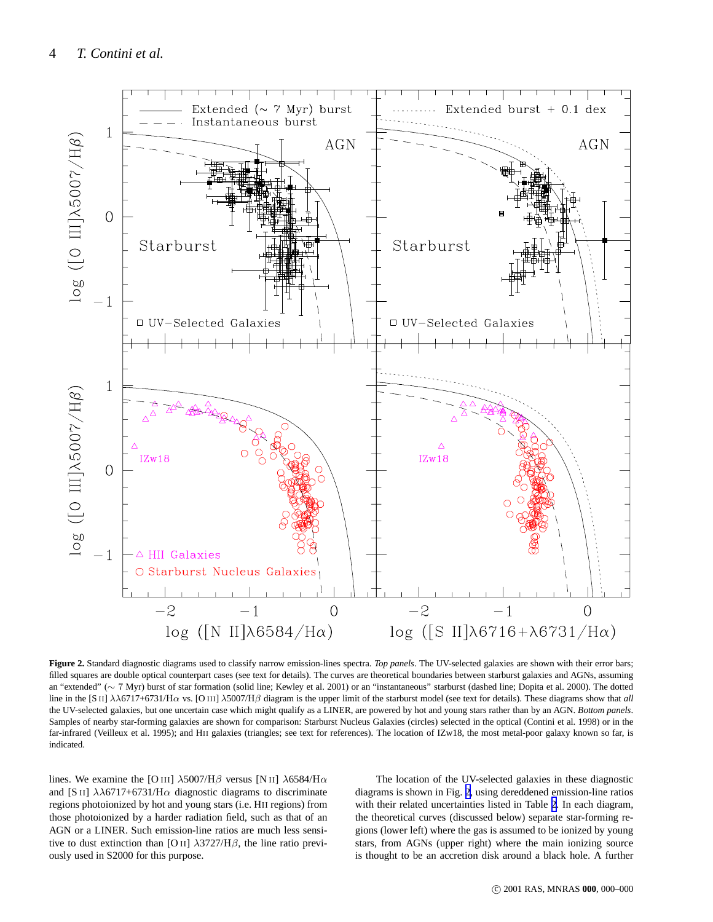**Figure 2.** Standard diagnostic diagrams used to classify narrow emission-lines spectra. *Top panels*. The UV-selected galaxies are shown with their error bars; filled squares are double optical counterpart cases (see text for details). The curves are theoretical boundaries between starburst galaxies and AGNs, assuming an "extended" (∼ 7 Myr) burst of star formation (solid line; Kewley et al. 2001) or an "instantaneous" starburst (dashed line; Dopita et al. 2000). The dotted line in the [S II] λλ6717+6731/Hα vs. [O III] λ5007/Hβ diagram is the upper limit of the starburst model (see text for details). These diagrams show that *all* the UV-selected galaxies, but one uncertain case which might qualify as a LINER, are powered by hot and young stars rather than by an AGN. *Bottom panels*. Samples of nearby star-forming galaxies are shown for comparison: Starburst Nucleus Galaxies (circles) selected in the optical (Contini et al. 1998) or in the far-infrared (Veilleux et al. 1995); and HII galaxies (triangles; see text for references). The location of IZw18, the most metal-poor galaxy known so far, is indicated.

lines. We examine the [O III] λ5007/Hβ versus [N II] λ6584/Hα and [S II] λλ6717+6731/Hα diagnostic diagrams to discriminate regions photoionized by hot and young stars (i.e. HII regions) from those photoionized by a harder radiation field, such as that of an AGN or a LINER. Such emission-line ratios are much less sensitive to dust extinction than [O II] λ3727/Hβ, the line ratio previously used in S2000 for this purpose.

The location of the UV-selected galaxies in these diagnostic diagrams is shown in Fig. 2, using dereddened emission-line ratios with their related uncertainties listed in Table 2. In each diagram, the theoretical curves (discussed below) separate star-forming regions (lower left) where the gas is assumed to be ionized by young stars, from AGNs (upper right) where the main ionizing source is thought to be an accretion disk around a black hole. A further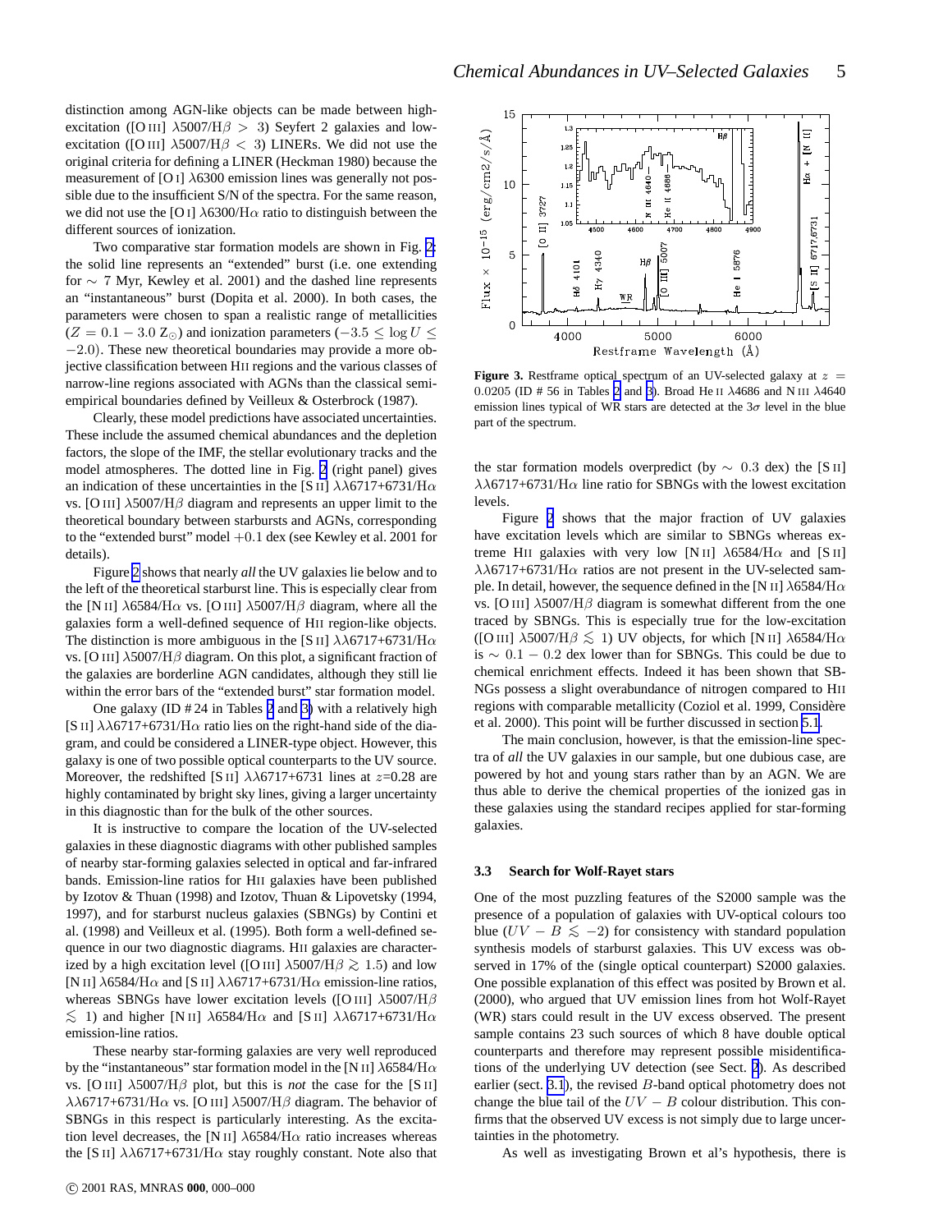distinction among AGN-like objects can be made between high-excitation ([O III] λ5007/Hβ > 3) Seyfert 2 galaxies and low-excitation ([O III] λ5007/Hβ < 3) LINERs. We did not use the original criteria for defining a LINER (Heckman 1980) because the measurement of [O I] λ6300 emission lines was generally not possible due to the insufficient S/N of the spectra. For the same reason, we did not use the [O I] λ6300/Hα ratio to distinguish between the different sources of ionization.

Two comparative star formation models are shown in Fig. 2: the solid line represents an "extended" burst (i.e. one extending for ∼ 7 Myr, Kewley et al. 2001) and the dashed line represents an "instantaneous" burst (Dopita et al. 2000). In both cases, the parameters were chosen to span a realistic range of metallicities ($Z = 0.1 - 3.0\ Z_{\odot}$) and ionization parameters ($-3.5 \leq \log U \leq -2.0$). These new theoretical boundaries may provide a more objective classification between HII regions and the various classes of narrow-line regions associated with AGNs than the classical semi-empirical boundaries defined by Veilleux & Osterbrock (1987).

Clearly, these model predictions have associated uncertainties. These include the assumed chemical abundances and the depletion factors, the slope of the IMF, the stellar evolutionary tracks and the model atmospheres. The dotted line in Fig. 2 (right panel) gives an indication of these uncertainties in the [S II] λλ6717+6731/Hα vs. [O III] λ5007/Hβ diagram and represents an upper limit to the theoretical boundary between starbursts and AGNs, corresponding to the "extended burst" model +0.1 dex (see Kewley et al. 2001 for details).

Figure 2 shows that nearly *all* the UV galaxies lie below and to the left of the theoretical starburst line. This is especially clear from the [N II] λ6584/Hα vs. [O III] λ5007/Hβ diagram, where all the galaxies form a well-defined sequence of HII region-like objects. The distinction is more ambiguous in the [S II] λλ6717+6731/Hα vs. [O III] λ5007/Hβ diagram. On this plot, a significant fraction of the galaxies are borderline AGN candidates, although they still lie within the error bars of the "extended burst" star formation model.

One galaxy (ID # 24 in Tables 2 and 3) with a relatively high [S II] λλ6717+6731/Hα ratio lies on the right-hand side of the diagram, and could be considered a LINER-type object. However, this galaxy is one of two possible optical counterparts to the UV source. Moreover, the redshifted [S II] λλ6717+6731 lines at $z$=0.28 are highly contaminated by bright sky lines, giving a larger uncertainty in this diagnostic than for the bulk of the other sources.

It is instructive to compare the location of the UV-selected galaxies in these diagnostic diagrams with other published samples of nearby star-forming galaxies selected in optical and far-infrared bands. Emission-line ratios for HII galaxies have been published by Izotov & Thuan (1998) and Izotov, Thuan & Lipovetsky (1994, 1997), and for starburst nucleus galaxies (SBNGs) by Contini et al. (1998) and Veilleux et al. (1995). Both form a well-defined sequence in our two diagnostic diagrams. HII galaxies are characterized by a high excitation level ([O III] λ5007/Hβ ≳ 1.5) and low [N II] λ6584/Hα and [S II] λλ6717+6731/Hα emission-line ratios, whereas SBNGs have lower excitation levels ([O III] λ5007/Hβ ≲ 1) and higher [N II] λ6584/Hα and [S II] λλ6717+6731/Hα emission-line ratios.

These nearby star-forming galaxies are very well reproduced by the "instantaneous" star formation model in the [N II] λ6584/Hα vs. [O III] λ5007/Hβ plot, but this is *not* the case for the [S II] λλ6717+6731/Hα vs. [O III] λ5007/Hβ diagram. The behavior of SBNGs in this respect is particularly interesting. As the excitation level decreases, the [N II] λ6584/Hα ratio increases whereas the [S II] λλ6717+6731/Hα stay roughly constant. Note also that the star formation models overpredict (by ∼ 0.3 dex) the [S II] λλ6717+6731/Hα line ratio for SBNGs with the lowest excitation levels.

**Figure 3.** Restframe optical spectrum of an UV-selected galaxy at $z$ = 0.0205 (ID # 56 in Tables 2 and 3). Broad He II λ4686 and N III λ4640 emission lines typical of WR stars are detected at the 3σ level in the blue part of the spectrum.

Figure 2 shows that the major fraction of UV galaxies have excitation levels which are similar to SBNGs whereas extreme HII galaxies with very low [N II] λ6584/Hα and [S II] λλ6717+6731/Hα ratios are not present in the UV-selected sample. In detail, however, the sequence defined in the [N II] λ6584/Hα vs. [O III] λ5007/Hβ diagram is somewhat different from the one traced by SBNGs. This is especially true for the low-excitation ([O III] λ5007/Hβ ≲ 1) UV objects, for which [N II] λ6584/Hα is ∼ 0.1 − 0.2 dex lower than for SBNGs. This could be due to chemical enrichment effects. Indeed it has been shown that SBNGs possess a slight overabundance of nitrogen compared to HII regions with comparable metallicity (Coziol et al. 1999, Considère et al. 2000). This point will be further discussed in section 5.1.

The main conclusion, however, is that the emission-line spectra of *all* the UV galaxies in our sample, but one dubious case, are powered by hot and young stars rather than by an AGN. We are thus able to derive the chemical properties of the ionized gas in these galaxies using the standard recipes applied for star-forming galaxies.

### 3.3 Search for Wolf-Rayet stars

One of the most puzzling features of the S2000 sample was the presence of a population of galaxies with UV-optical colours too blue ($UV - B \lesssim -2$) for consistency with standard population synthesis models of starburst galaxies. This UV excess was observed in 17% of the (single optical counterpart) S2000 galaxies. One possible explanation of this effect was posited by Brown et al. (2000), who argued that UV emission lines from hot Wolf-Rayet (WR) stars could result in the UV excess observed. The present sample contains 23 such sources of which 8 have double optical counterparts and therefore may represent possible misidentifications of the underlying UV detection (see Sect. 2). As described earlier (sect. 3.1), the revised $B$-band optical photometry does not change the blue tail of the $UV - B$ colour distribution. This confirms that the observed UV excess is not simply due to large uncertainties in the photometry.

As well as investigating Brown et al's hypothesis, there is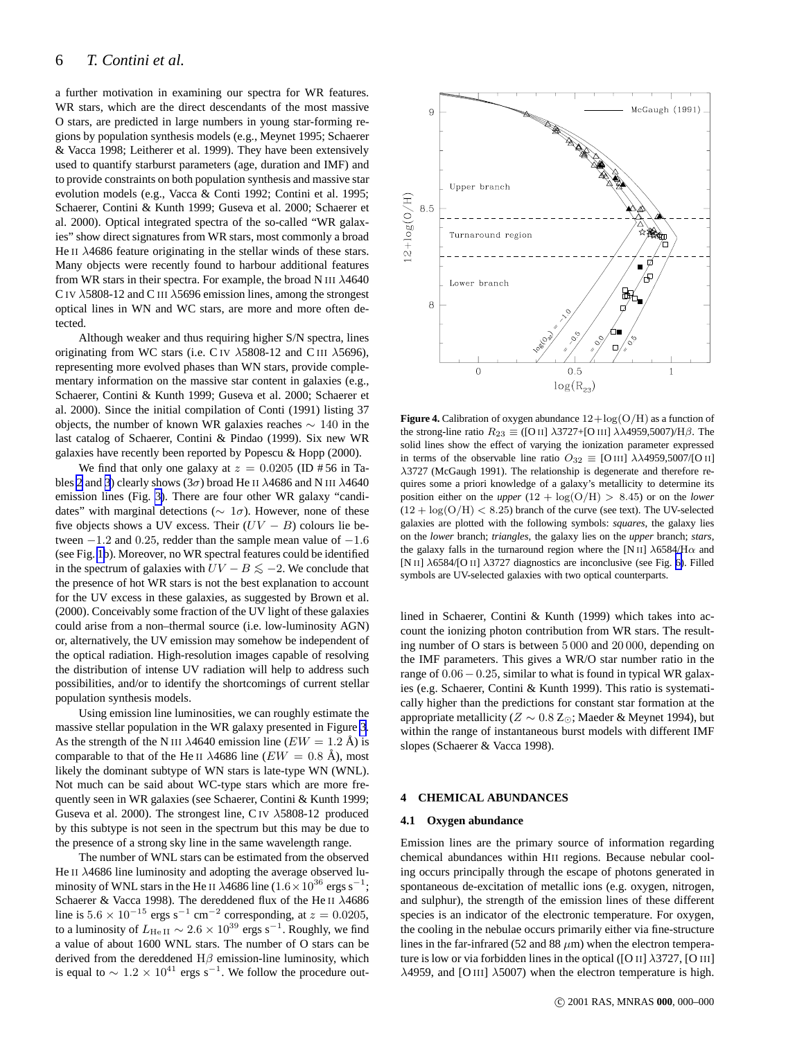a further motivation in examining our spectra for WR features. WR stars, which are the direct descendants of the most massive O stars, are predicted in large numbers in young star-forming regions by population synthesis models (e.g., Meynet 1995; Schaerer & Vacca 1998; Leitherer et al. 1999). They have been extensively used to quantify starburst parameters (age, duration and IMF) and to provide constraints on both population synthesis and massive star evolution models (e.g., Vacca & Conti 1992; Contini et al. 1995; Schaerer, Contini & Kunth 1999; Guseva et al. 2000; Schaerer et al. 2000). Optical integrated spectra of the so-called "WR galaxies" show direct signatures from WR stars, most commonly a broad He II $\lambda$4686 feature originating in the stellar winds of these stars. Many objects were recently found to harbour additional features from WR stars in their spectra. For example, the broad N III $\lambda$4640 C IV $\lambda$5808-12 and C III $\lambda$5696 emission lines, among the strongest optical lines in WN and WC stars, are more and more often detected.

Although weaker and thus requiring higher S/N spectra, lines originating from WC stars (i.e. C IV $\lambda$5808-12 and C III $\lambda$5696), representing more evolved phases than WN stars, provide complementary information on the massive star content in galaxies (e.g., Schaerer, Contini & Kunth 1999; Guseva et al. 2000; Schaerer et al. 2000). Since the initial compilation of Conti (1991) listing 37 objects, the number of known WR galaxies reaches $\sim$ 140 in the last catalog of Schaerer, Contini & Pindao (1999). Six new WR galaxies have recently been reported by Popescu & Hopp (2000).

We find that only one galaxy at $z = 0.0205$ (ID # 56 in Tables 2 and 3) clearly shows ($3\sigma$) broad He II $\lambda$4686 and N III $\lambda$4640 emission lines (Fig. 3). There are four other WR galaxy "candidates" with marginal detections ($\sim 1\sigma$). However, none of these five objects shows a UV excess. Their $(UV - B)$ colours lie between $-1.2$ and $0.25$, redder than the sample mean value of $-1.6$ (see Fig. 1b). Moreover, no WR spectral features could be identified in the spectrum of galaxies with $UV - B \lesssim -2$. We conclude that the presence of hot WR stars is not the best explanation to account for the UV excess in these galaxies, as suggested by Brown et al. (2000). Conceivably some fraction of the UV light of these galaxies could arise from a non–thermal source (i.e. low-luminosity AGN) or, alternatively, the UV emission may somehow be independent of the optical radiation. High-resolution images capable of resolving the distribution of intense UV radiation will help to address such possibilities, and/or to identify the shortcomings of current stellar population synthesis models.

Using emission line luminosities, we can roughly estimate the massive stellar population in the WR galaxy presented in Figure 3. As the strength of the N III $\lambda$4640 emission line ($EW = 1.2$ Å) is comparable to that of the He II $\lambda$4686 line ($EW = 0.8$ Å), most likely the dominant subtype of WN stars is late-type WN (WNL). Not much can be said about WC-type stars which are more frequently seen in WR galaxies (see Schaerer, Contini & Kunth 1999; Guseva et al. 2000). The strongest line, C IV $\lambda$5808-12 produced by this subtype is not seen in the spectrum but this may be due to the presence of a strong sky line in the same wavelength range.

The number of WNL stars can be estimated from the observed He II $\lambda$4686 line luminosity and adopting the average observed luminosity of WNL stars in the He II $\lambda$4686 line ($1.6 \times 10^{36}$ ergs s$^{-1}$; Schaerer & Vacca 1998). The dereddened flux of the He II $\lambda$4686 line is $5.6 \times 10^{-15}$ ergs s$^{-1}$ cm$^{-2}$ corresponding, at $z = 0.0205$, to a luminosity of $L_{\rm He\,II} \sim 2.6 \times 10^{39}$ ergs s$^{-1}$. Roughly, we find a value of about 1600 WNL stars. The number of O stars can be derived from the dereddened H$\beta$ emission-line luminosity, which is equal to $\sim 1.2 \times 10^{41}$ ergs s$^{-1}$. We follow the procedure outlined in Schaerer, Contini & Kunth (1999) which takes into account the ionizing photon contribution from WR stars. The resulting number of O stars is between 5 000 and 20 000, depending on the IMF parameters. This gives a WR/O star number ratio in the range of $0.06 - 0.25$, similar to what is found in typical WR galaxies (e.g. Schaerer, Contini & Kunth 1999). This ratio is systematically higher than the predictions for constant star formation at the appropriate metallicity ($Z \sim 0.8$ Z$_{\odot}$; Maeder & Meynet 1994), but within the range of instantaneous burst models with different IMF slopes (Schaerer & Vacca 1998).

**Figure 4.** Calibration of oxygen abundance $12+\log({\rm O/H})$ as a function of the strong-line ratio $R_{23} \equiv$ ([O II] $\lambda$3727+[O III] $\lambda\lambda$4959,5007)/H$\beta$. The solid lines show the effect of varying the ionization parameter expressed in terms of the observable line ratio $O_{32} \equiv$ [O III] $\lambda\lambda$4959,5007/[O II] $\lambda$3727 (McGaugh 1991). The relationship is degenerate and therefore requires some a priori knowledge of a galaxy's metallicity to determine its position either on the *upper* ($12+\log({\rm O/H}) > 8.45$) or on the *lower* ($12+\log({\rm O/H}) < 8.25$) branch of the curve (see text). The UV-selected galaxies are plotted with the following symbols: *squares*, the galaxy lies on the *lower* branch; *triangles*, the galaxy lies on the *upper* branch; *stars*, the galaxy falls in the turnaround region where the [N II] $\lambda$6584/H$\alpha$ and [N II] $\lambda$6584/[O II] $\lambda$3727 diagnostics are inconclusive (see Fig. 5). Filled symbols are UV-selected galaxies with two optical counterparts.

## 4 CHEMICAL ABUNDANCES

### 4.1 Oxygen abundance

Emission lines are the primary source of information regarding chemical abundances within HII regions. Because nebular cooling occurs principally through the escape of photons generated in spontaneous de-excitation of metallic ions (e.g. oxygen, nitrogen, and sulphur), the strength of the emission lines of these different species is an indicator of the electronic temperature. For oxygen, the cooling in the nebulae occurs primarily either via fine-structure lines in the far-infrared (52 and 88 $\mu$m) when the electron temperature is low or via forbidden lines in the optical ([O II] $\lambda$3727, [O III] $\lambda$4959, and [O III] $\lambda$5007) when the electron temperature is high.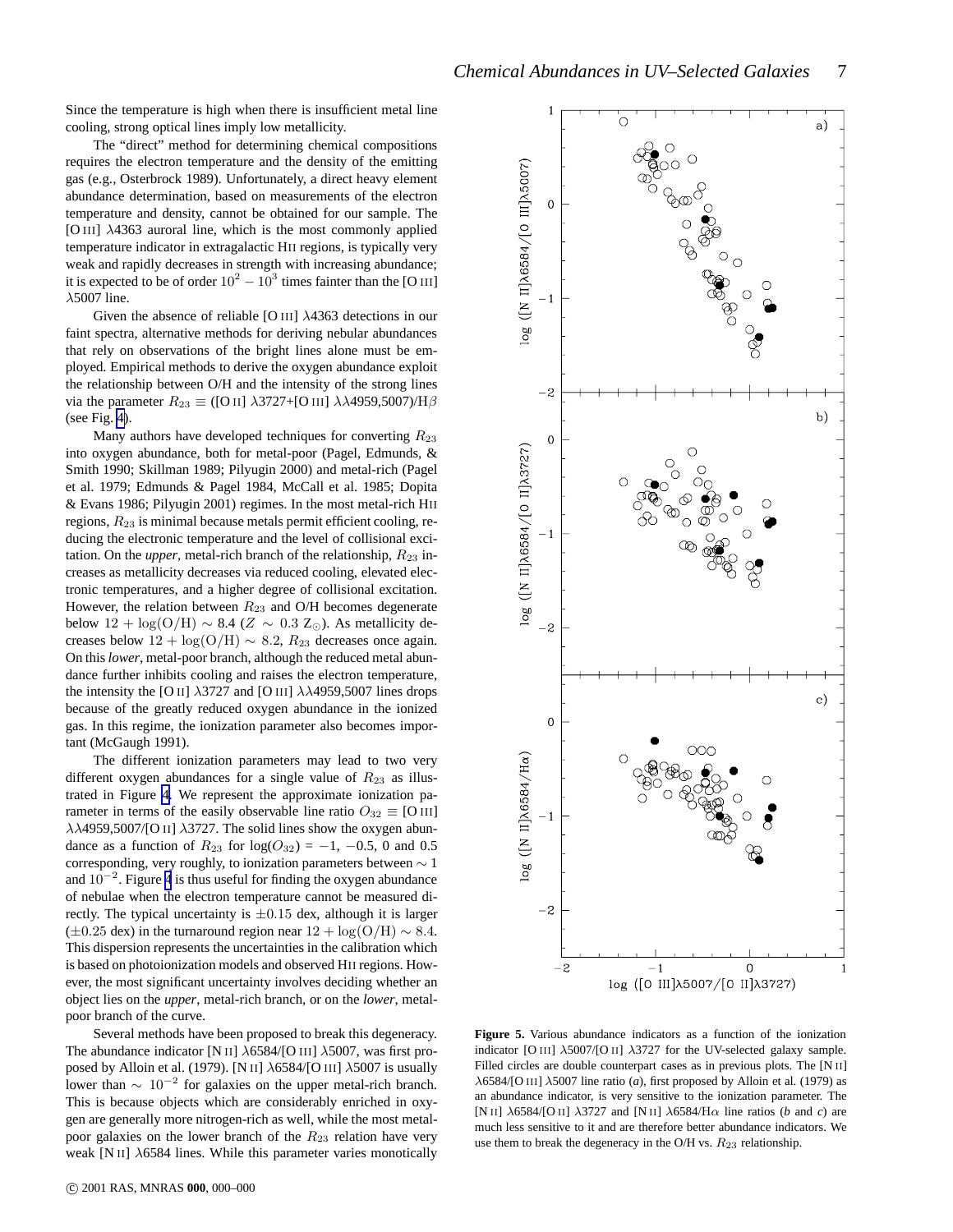Since the temperature is high when there is insufficient metal line cooling, strong optical lines imply low metallicity.

The "direct" method for determining chemical compositions requires the electron temperature and the density of the emitting gas (e.g., Osterbrock 1989). Unfortunately, a direct heavy element abundance determination, based on measurements of the electron temperature and density, cannot be obtained for our sample. The [O III] $\lambda$4363 auroral line, which is the most commonly applied temperature indicator in extragalactic HII regions, is typically very weak and rapidly decreases in strength with increasing abundance; it is expected to be of order $10^2 - 10^3$ times fainter than the [O III] $\lambda$5007 line.

Given the absence of reliable [O III] $\lambda$4363 detections in our faint spectra, alternative methods for deriving nebular abundances that rely on observations of the bright lines alone must be employed. Empirical methods to derive the oxygen abundance exploit the relationship between O/H and the intensity of the strong lines via the parameter $R_{23} \equiv$ ([O II] $\lambda$3727+[O III] $\lambda\lambda$4959,5007)/H$\beta$ (see Fig. 4).

Many authors have developed techniques for converting $R_{23}$ into oxygen abundance, both for metal-poor (Pagel, Edmunds, & Smith 1990; Skillman 1989; Pilyugin 2000) and metal-rich (Pagel et al. 1979; Edmunds & Pagel 1984, McCall et al. 1985; Dopita & Evans 1986; Pilyugin 2001) regimes. In the most metal-rich HII regions, $R_{23}$ is minimal because metals permit efficient cooling, reducing the electronic temperature and the level of collisional excitation. On the *upper*, metal-rich branch of the relationship, $R_{23}$ increases as metallicity decreases via reduced cooling, elevated electronic temperatures, and a higher degree of collisional excitation. However, the relation between $R_{23}$ and O/H becomes degenerate below $12 + \log(\mathrm{O/H}) \sim 8.4$ ($Z \sim 0.3$ Z$_\odot$). As metallicity decreases below $12 + \log(\mathrm{O/H}) \sim 8.2$, $R_{23}$ decreases once again. On this *lower*, metal-poor branch, although the reduced metal abundance further inhibits cooling and raises the electron temperature, the intensity the [O II] $\lambda$3727 and [O III] $\lambda\lambda$4959,5007 lines drops because of the greatly reduced oxygen abundance in the ionized gas. In this regime, the ionization parameter also becomes important (McGaugh 1991).

The different ionization parameters may lead to two very different oxygen abundances for a single value of $R_{23}$ as illustrated in Figure 4. We represent the approximate ionization parameter in terms of the easily observable line ratio $O_{32} \equiv$ [O III] $\lambda\lambda$4959,5007/[O II] $\lambda$3727. The solid lines show the oxygen abundance as a function of $R_{23}$ for log($O_{32}$) = $-1$, $-0.5$, 0 and 0.5 corresponding, very roughly, to ionization parameters between $\sim 1$ and $10^{-2}$. Figure 4 is thus useful for finding the oxygen abundance of nebulae when the electron temperature cannot be measured directly. The typical uncertainty is $\pm 0.15$ dex, although it is larger ($\pm 0.25$ dex) in the turnaround region near $12 + \log(\mathrm{O/H}) \sim 8.4$. This dispersion represents the uncertainties in the calibration which is based on photoionization models and observed HII regions. However, the most significant uncertainty involves deciding whether an object lies on the *upper*, metal-rich branch, or on the *lower*, metal-poor branch of the curve.

Several methods have been proposed to break this degeneracy. The abundance indicator [N II] $\lambda$6584/[O III] $\lambda$5007, was first proposed by Alloin et al. (1979). [N II] $\lambda$6584/[O III] $\lambda$5007 is usually lower than $\sim 10^{-2}$ for galaxies on the upper metal-rich branch. This is because objects which are considerably enriched in oxygen are generally more nitrogen-rich as well, while the most metal-poor galaxies on the lower branch of the $R_{23}$ relation have very weak [N II] $\lambda$6584 lines. While this parameter varies monotonically

**Figure 5.** Various abundance indicators as a function of the ionization indicator [O III] $\lambda$5007/[O II] $\lambda$3727 for the UV-selected galaxy sample. Filled circles are double counterpart cases as in previous plots. The [N II] $\lambda$6584/[O III] $\lambda$5007 line ratio (*a*), first proposed by Alloin et al. (1979) as an abundance indicator, is very sensitive to the ionization parameter. The [N II] $\lambda$6584/[O II] $\lambda$3727 and [N II] $\lambda$6584/H$\alpha$ line ratios (*b* and *c*) are much less sensitive to it and are therefore better abundance indicators. We use them to break the degeneracy in the O/H vs. $R_{23}$ relationship.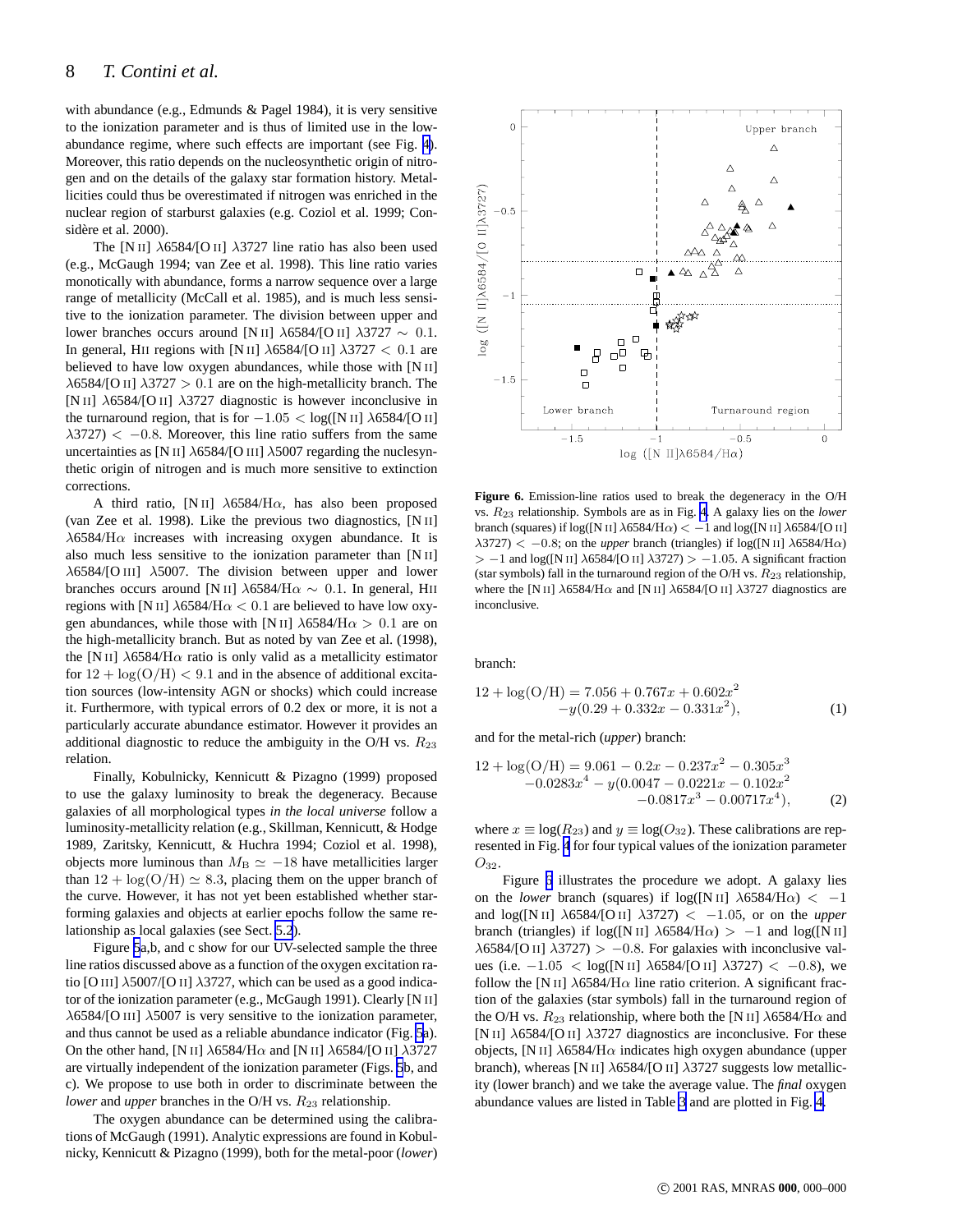with abundance (e.g., Edmunds & Pagel 1984), it is very sensitive to the ionization parameter and is thus of limited use in the low-abundance regime, where such effects are important (see Fig. 4). Moreover, this ratio depends on the nucleosynthetic origin of nitrogen and on the details of the galaxy star formation history. Metallicities could thus be overestimated if nitrogen was enriched in the nuclear region of starburst galaxies (e.g. Coziol et al. 1999; Considère et al. 2000).

The [N II] $\lambda$6584/[O II] $\lambda$3727 line ratio has also been used (e.g., McGaugh 1994; van Zee et al. 1998). This line ratio varies monotically with abundance, forms a narrow sequence over a large range of metallicity (McCall et al. 1985), and is much less sensitive to the ionization parameter. The division between upper and lower branches occurs around [N II] $\lambda$6584/[O II] $\lambda$3727 $\sim 0.1$. In general, HII regions with [N II] $\lambda$6584/[O II] $\lambda$3727 $< 0.1$ are believed to have low oxygen abundances, while those with [N II] $\lambda$6584/[O II] $\lambda$3727 $> 0.1$ are on the high-metallicity branch. The [N II] $\lambda$6584/[O II] $\lambda$3727 diagnostic is however inconclusive in the turnaround region, that is for $-1.05 <$ log([N II] $\lambda$6584/[O II] $\lambda$3727) $< -0.8$. Moreover, this line ratio suffers from the same uncertainties as [N II] $\lambda$6584/[O III] $\lambda$5007 regarding the nuclesynthetic origin of nitrogen and is much more sensitive to extinction corrections.

A third ratio, [N II] $\lambda$6584/H$\alpha$, has also been proposed (van Zee et al. 1998). Like the previous two diagnostics, [N II] $\lambda$6584/H$\alpha$ increases with increasing oxygen abundance. It is also much less sensitive to the ionization parameter than [N II] $\lambda$6584/[O III] $\lambda$5007. The division between upper and lower branches occurs around [N II] $\lambda$6584/H$\alpha$ $\sim 0.1$. In general, HII regions with [N II] $\lambda$6584/H$\alpha$ $< 0.1$ are believed to have low oxygen abundances, while those with [N II] $\lambda$6584/H$\alpha$ $> 0.1$ are on the high-metallicity branch. But as noted by van Zee et al. (1998), the [N II] $\lambda$6584/H$\alpha$ ratio is only valid as a metallicity estimator for $12 + \log(\mathrm{O/H}) < 9.1$ and in the absence of additional excitation sources (low-intensity AGN or shocks) which could increase it. Furthermore, with typical errors of 0.2 dex or more, it is not a particularly accurate abundance estimator. However it provides an additional diagnostic to reduce the ambiguity in the O/H vs. $R_{23}$ relation.

Finally, Kobulnicky, Kennicutt & Pizagno (1999) proposed to use the galaxy luminosity to break the degeneracy. Because galaxies of all morphological types *in the local universe* follow a luminosity-metallicity relation (e.g., Skillman, Kennicutt, & Hodge 1989, Zaritsky, Kennicutt, & Huchra 1994; Coziol et al. 1998), objects more luminous than $M_{\mathrm{B}} \simeq -18$ have metallicities larger than $12 + \log(\mathrm{O/H}) \simeq 8.3$, placing them on the upper branch of the curve. However, it has not yet been established whether star-forming galaxies and objects at earlier epochs follow the same relationship as local galaxies (see Sect. 5.2).

Figure 5a,b, and c show for our UV-selected sample the three line ratios discussed above as a function of the oxygen excitation ratio [O III] $\lambda$5007/[O II] $\lambda$3727, which can be used as a good indicator of the ionization parameter (e.g., McGaugh 1991). Clearly [N II] $\lambda$6584/[O III] $\lambda$5007 is very sensitive to the ionization parameter, and thus cannot be used as a reliable abundance indicator (Fig. 5a). On the other hand, [N II] $\lambda$6584/H$\alpha$ and [N II] $\lambda$6584/[O II] $\lambda$3727 are virtually independent of the ionization parameter (Figs. 5b, and c). We propose to use both in order to discriminate between the *lower* and *upper* branches in the O/H vs. $R_{23}$ relationship.

The oxygen abundance can be determined using the calibrations of McGaugh (1991). Analytic expressions are found in Kobulnicky, Kennicutt & Pizagno (1999), both for the metal-poor (*lower*) branch:

$$12 + \log(\mathrm{O/H}) = 7.056 + 0.767x + 0.602x^2 - y(0.29 + 0.332x - 0.331x^2), \quad (1)$$

and for the metal-rich (*upper*) branch:

$$12 + \log(\mathrm{O/H}) = 9.061 - 0.2x - 0.237x^2 - 0.305x^3 - 0.0283x^4 - y(0.0047 - 0.0221x - 0.102x^2 - 0.0817x^3 - 0.00717x^4), \quad (2)$$

where $x \equiv \log(R_{23})$ and $y \equiv \log(O_{32})$. These calibrations are represented in Fig. 4 for four typical values of the ionization parameter $O_{32}$.

**Figure 6.** Emission-line ratios used to break the degeneracy in the O/H vs. $R_{23}$ relationship. Symbols are as in Fig. 4. A galaxy lies on the *lower* branch (squares) if log([N II] $\lambda$6584/H$\alpha$) $< -1$ and log([N II] $\lambda$6584/[O II] $\lambda$3727) $< -0.8$; on the *upper* branch (triangles) if log([N II] $\lambda$6584/H$\alpha$) $> -1$ and log([N II] $\lambda$6584/[O II] $\lambda$3727) $> -1.05$. A significant fraction (star symbols) fall in the turnaround region of the O/H vs. $R_{23}$ relationship, where the [N II] $\lambda$6584/H$\alpha$ and [N II] $\lambda$6584/[O II] $\lambda$3727 diagnostics are inconclusive.

Figure 6 illustrates the procedure we adopt. A galaxy lies on the *lower* branch (squares) if log([N II] $\lambda$6584/H$\alpha$) $< -1$ and log([N II] $\lambda$6584/[O II] $\lambda$3727) $< -1.05$, or on the *upper* branch (triangles) if log([N II] $\lambda$6584/H$\alpha$) $> -1$ and log([N II] $\lambda$6584/[O II] $\lambda$3727) $> -0.8$. For galaxies with inconclusive values (i.e. $-1.05 <$ log([N II] $\lambda$6584/[O II] $\lambda$3727) $< -0.8$), we follow the [N II] $\lambda$6584/H$\alpha$ line ratio criterion. A significant fraction of the galaxies (star symbols) fall in the turnaround region of the O/H vs. $R_{23}$ relationship, where both the [N II] $\lambda$6584/H$\alpha$ and [N II] $\lambda$6584/[O II] $\lambda$3727 diagnostics are inconclusive. For these objects, [N II] $\lambda$6584/H$\alpha$ indicates high oxygen abundance (upper branch), whereas [N II] $\lambda$6584/[O II] $\lambda$3727 suggests low metallicity (lower branch) and we take the average value. The *final* oxygen abundance values are listed in Table 3 and are plotted in Fig. 4.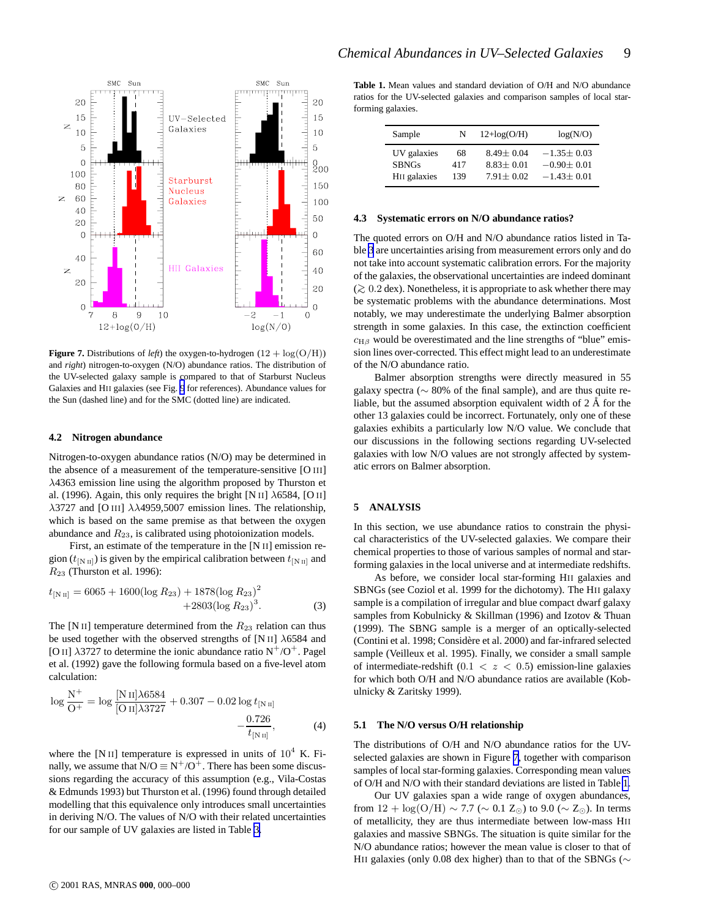**Figure 7.** Distributions of *left*) the oxygen-to-hydrogen ($12+\log(\mathrm{O/H})$) and *right*) nitrogen-to-oxygen (N/O) abundance ratios. The distribution of the UV-selected galaxy sample is compared to that of Starburst Nucleus Galaxies and H II galaxies (see Fig. 5 for references). Abundance values for the Sun (dashed line) and for the SMC (dotted line) are indicated.

### 4.2 Nitrogen abundance

Nitrogen-to-oxygen abundance ratios (N/O) may be determined in the absence of a measurement of the temperature-sensitive [O III] $\lambda$4363 emission line using the algorithm proposed by Thurston et al. (1996). Again, this only requires the bright [N II] $\lambda$6584, [O II] $\lambda$3727 and [O III] $\lambda\lambda$4959,5007 emission lines. The relationship, which is based on the same premise as that between the oxygen abundance and $R_{23}$, is calibrated using photoionization models.

First, an estimate of the temperature in the [N II] emission region ($t_{[\mathrm{N\,II}]}$) is given by the empirical calibration between $t_{[\mathrm{N\,II}]}$ and $R_{23}$ (Thurston et al. 1996):

$$t_{[\mathrm{N\,II}]} = 6065 + 1600(\log R_{23}) + 1878(\log R_{23})^2 + 2803(\log R_{23})^3. \quad (3)$$

The [N II] temperature determined from the $R_{23}$ relation can thus be used together with the observed strengths of [N II] $\lambda$6584 and [O II] $\lambda$3727 to determine the ionic abundance ratio $\mathrm{N^+/O^+}$. Pagel et al. (1992) gave the following formula based on a five-level atom calculation:

$$\log \frac{\mathrm{N^+}}{\mathrm{O^+}} = \log \frac{[\mathrm{N\,II}]\lambda6584}{[\mathrm{O\,II}]\lambda3727} + 0.307 - 0.02 \log t_{[\mathrm{N\,II}]} - \frac{0.726}{t_{[\mathrm{N\,II}]}}, \quad (4)$$

where the [N II] temperature is expressed in units of $10^4$ K. Finally, we assume that $\mathrm{N/O} \equiv \mathrm{N^+/O^+}$. There has been some discussions regarding the accuracy of this assumption (e.g., Vila-Costas & Edmunds 1993) but Thurston et al. (1996) found through detailed modelling that this equivalence only introduces small uncertainties in deriving N/O. The values of N/O with their related uncertainties for our sample of UV galaxies are listed in Table 3.

**Table 1.** Mean values and standard deviation of O/H and N/O abundance ratios for the UV-selected galaxies and comparison samples of local star-forming galaxies.

| Sample | N | 12+log(O/H) | log(N/O) |
|---|---|---|---|
| UV galaxies | 68 | 8.49± 0.04 | −1.35± 0.03 |
| SBNGs | 417 | 8.83± 0.01 | −0.90± 0.01 |
| H II galaxies | 139 | 7.91± 0.02 | −1.43± 0.01 |

### 4.3 Systematic errors on N/O abundance ratios?

The quoted errors on O/H and N/O abundance ratios listed in Table 3 are uncertainties arising from measurement errors only and do not take into account systematic calibration errors. For the majority of the galaxies, the observational uncertainties are indeed dominant ($\gtrsim 0.2$ dex). Nonetheless, it is appropriate to ask whether there may be systematic problems with the abundance determinations. Most notably, we may underestimate the underlying Balmer absorption strength in some galaxies. In this case, the extinction coefficient $c_{\mathrm{H}\beta}$ would be overestimated and the line strengths of "blue" emission lines over-corrected. This effect might lead to an underestimate of the N/O abundance ratio.

Balmer absorption strengths were directly measured in 55 galaxy spectra ($\sim$ 80% of the final sample), and are thus quite reliable, but the assumed absorption equivalent width of 2 Å for the other 13 galaxies could be incorrect. Fortunately, only one of these galaxies exhibits a particularly low N/O value. We conclude that our discussions in the following sections regarding UV-selected galaxies with low N/O values are not strongly affected by systematic errors on Balmer absorption.

## 5 ANALYSIS

In this section, we use abundance ratios to constrain the physical characteristics of the UV-selected galaxies. We compare their chemical properties to those of various samples of normal and star-forming galaxies in the local universe and at intermediate redshifts.

As before, we consider local star-forming H II galaxies and SBNGs (see Coziol et al. 1999 for the dichotomy). The H II galaxy sample is a compilation of irregular and blue compact dwarf galaxy samples from Kobulnicky & Skillman (1996) and Izotov & Thuan (1999). The SBNG sample is a merger of an optically-selected (Contini et al. 1998; Considère et al. 2000) and far-infrared selected sample (Veilleux et al. 1995). Finally, we consider a small sample of intermediate-redshift ($0.1 < z < 0.5$) emission-line galaxies for which both O/H and N/O abundance ratios are available (Kobulnicky & Zaritsky 1999).

### 5.1 The N/O versus O/H relationship

The distributions of O/H and N/O abundance ratios for the UV-selected galaxies are shown in Figure 7, together with comparison samples of local star-forming galaxies. Corresponding mean values of O/H and N/O with their standard deviations are listed in Table 1.

Our UV galaxies span a wide range of oxygen abundances, from $12+\log(\mathrm{O/H}) \sim 7.7$ ($\sim 0.1\ \mathrm{Z}_\odot$) to 9.0 ($\sim \mathrm{Z}_\odot$). In terms of metallicity, they are thus intermediate between low-mass H II galaxies and massive SBNGs. The situation is quite similar for the N/O abundance ratios; however the mean value is closer to that of H II galaxies (only 0.08 dex higher) than to that of the SBNGs ($\sim$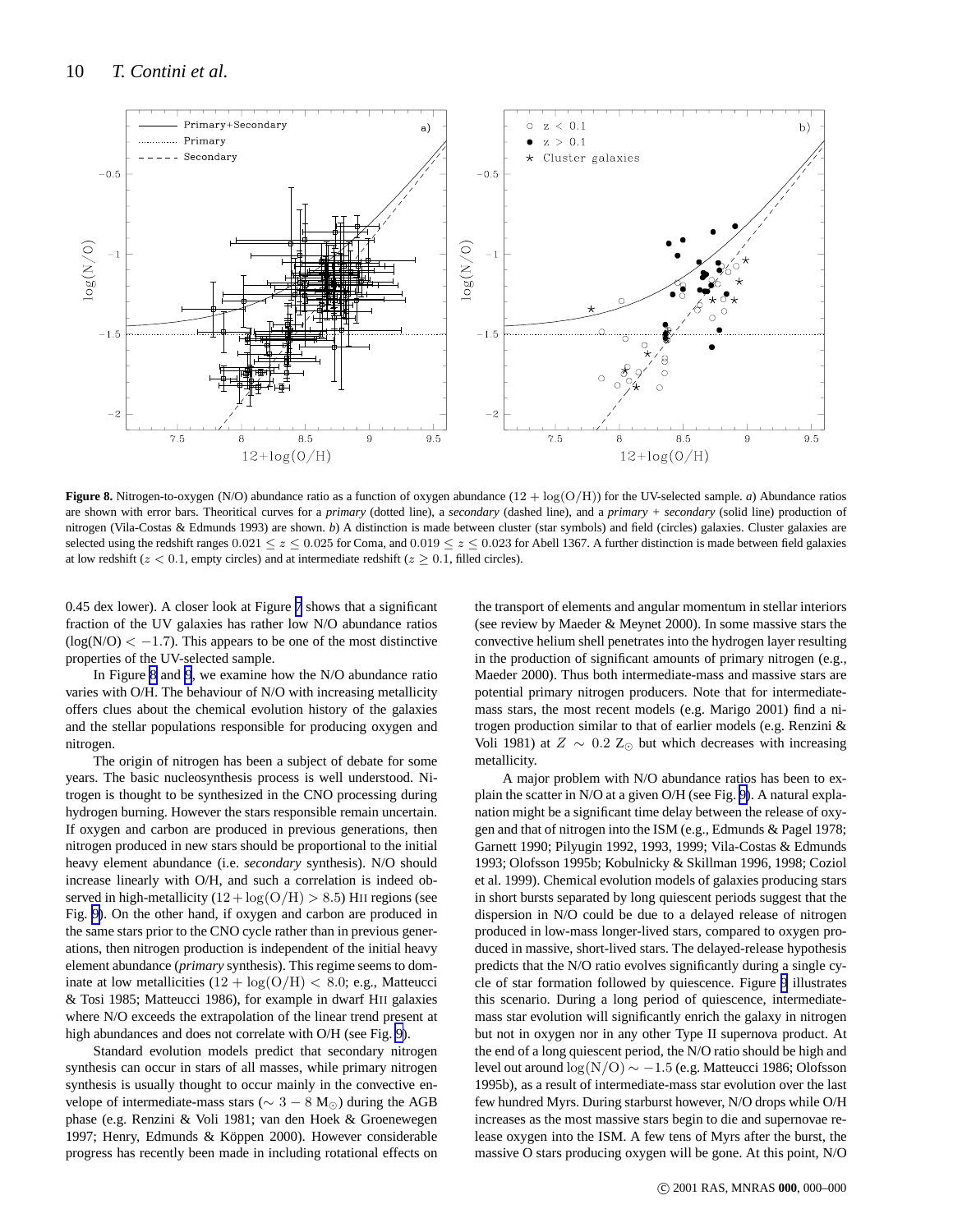**Figure 8.** Nitrogen-to-oxygen (N/O) abundance ratio as a function of oxygen abundance ($12 + \log(\mathrm{O/H})$) for the UV-selected sample. *a*) Abundance ratios are shown with error bars. Theoritical curves for a *primary* (dotted line), a *secondary* (dashed line), and a *primary + secondary* (solid line) production of nitrogen (Vila-Costas & Edmunds 1993) are shown. *b*) A distinction is made between cluster (star symbols) and field (circles) galaxies. Cluster galaxies are selected using the redshift ranges $0.021 \leq z \leq 0.025$ for Coma, and $0.019 \leq z \leq 0.023$ for Abell 1367. A further distinction is made between field galaxies at low redshift ($z < 0.1$, empty circles) and at intermediate redshift ($z \geq 0.1$, filled circles).

0.45 dex lower). A closer look at Figure 7 shows that a significant fraction of the UV galaxies has rather low N/O abundance ratios ($\log(\mathrm{N/O}) < -1.7$). This appears to be one of the most distinctive properties of the UV-selected sample.

In Figure 8 and 9, we examine how the N/O abundance ratio varies with O/H. The behaviour of N/O with increasing metallicity offers clues about the chemical evolution history of the galaxies and the stellar populations responsible for producing oxygen and nitrogen.

The origin of nitrogen has been a subject of debate for some years. The basic nucleosynthesis process is well understood. Nitrogen is thought to be synthesized in the CNO processing during hydrogen burning. However the stars responsible remain uncertain. If oxygen and carbon are produced in previous generations, then nitrogen produced in new stars should be proportional to the initial heavy element abundance (i.e. *secondary* synthesis). N/O should increase linearly with O/H, and such a correlation is indeed observed in high-metallicity ($12 + \log(\mathrm{O/H}) > 8.5$) HII regions (see Fig. 9). On the other hand, if oxygen and carbon are produced in the same stars prior to the CNO cycle rather than in previous generations, then nitrogen production is independent of the initial heavy element abundance (*primary* synthesis). This regime seems to dominate at low metallicities ($12 + \log(\mathrm{O/H}) < 8.0$; e.g., Matteucci & Tosi 1985; Matteucci 1986), for example in dwarf HII galaxies where N/O exceeds the extrapolation of the linear trend present at high abundances and does not correlate with O/H (see Fig. 9).

Standard evolution models predict that secondary nitrogen synthesis can occur in stars of all masses, while primary nitrogen synthesis is usually thought to occur mainly in the convective envelope of intermediate-mass stars ($\sim 3 - 8$ M$_\odot$) during the AGB phase (e.g. Renzini & Voli 1981; van den Hoek & Groenewegen 1997; Henry, Edmunds & Köppen 2000). However considerable progress has recently been made in including rotational effects on the transport of elements and angular momentum in stellar interiors (see review by Maeder & Meynet 2000). In some massive stars the convective helium shell penetrates into the hydrogen layer resulting in the production of significant amounts of primary nitrogen (e.g., Maeder 2000). Thus both intermediate-mass and massive stars are potential primary nitrogen producers. Note that for intermediate-mass stars, the most recent models (e.g. Marigo 2001) find a nitrogen production similar to that of earlier models (e.g. Renzini & Voli 1981) at $Z \sim 0.2$ Z$_\odot$ but which decreases with increasing metallicity.

A major problem with N/O abundance ratios has been to explain the scatter in N/O at a given O/H (see Fig. 9). A natural explanation might be a significant time delay between the release of oxygen and that of nitrogen into the ISM (e.g., Edmunds & Pagel 1978; Garnett 1990; Pilyugin 1992, 1993, 1999; Vila-Costas & Edmunds 1993; Olofsson 1995b; Kobulnicky & Skillman 1996, 1998; Coziol et al. 1999). Chemical evolution models of galaxies producing stars in short bursts separated by long quiescent periods suggest that the dispersion in N/O could be due to a delayed release of nitrogen produced in low-mass longer-lived stars, compared to oxygen produced in massive, short-lived stars. The delayed-release hypothesis predicts that the N/O ratio evolves significantly during a single cycle of star formation followed by quiescence. Figure 9 illustrates this scenario. During a long period of quiescence, intermediate-mass star evolution will significantly enrich the galaxy in nitrogen but not in oxygen nor in any other Type II supernova product. At the end of a long quiescent period, the N/O ratio should be high and level out around $\log(\mathrm{N/O}) \sim -1.5$ (e.g. Matteucci 1986; Olofsson 1995b), as a result of intermediate-mass star evolution over the last few hundred Myrs. During starburst however, N/O drops while O/H increases as the most massive stars begin to die and supernovae release oxygen into the ISM. A few tens of Myrs after the burst, the massive O stars producing oxygen will be gone. At this point, N/O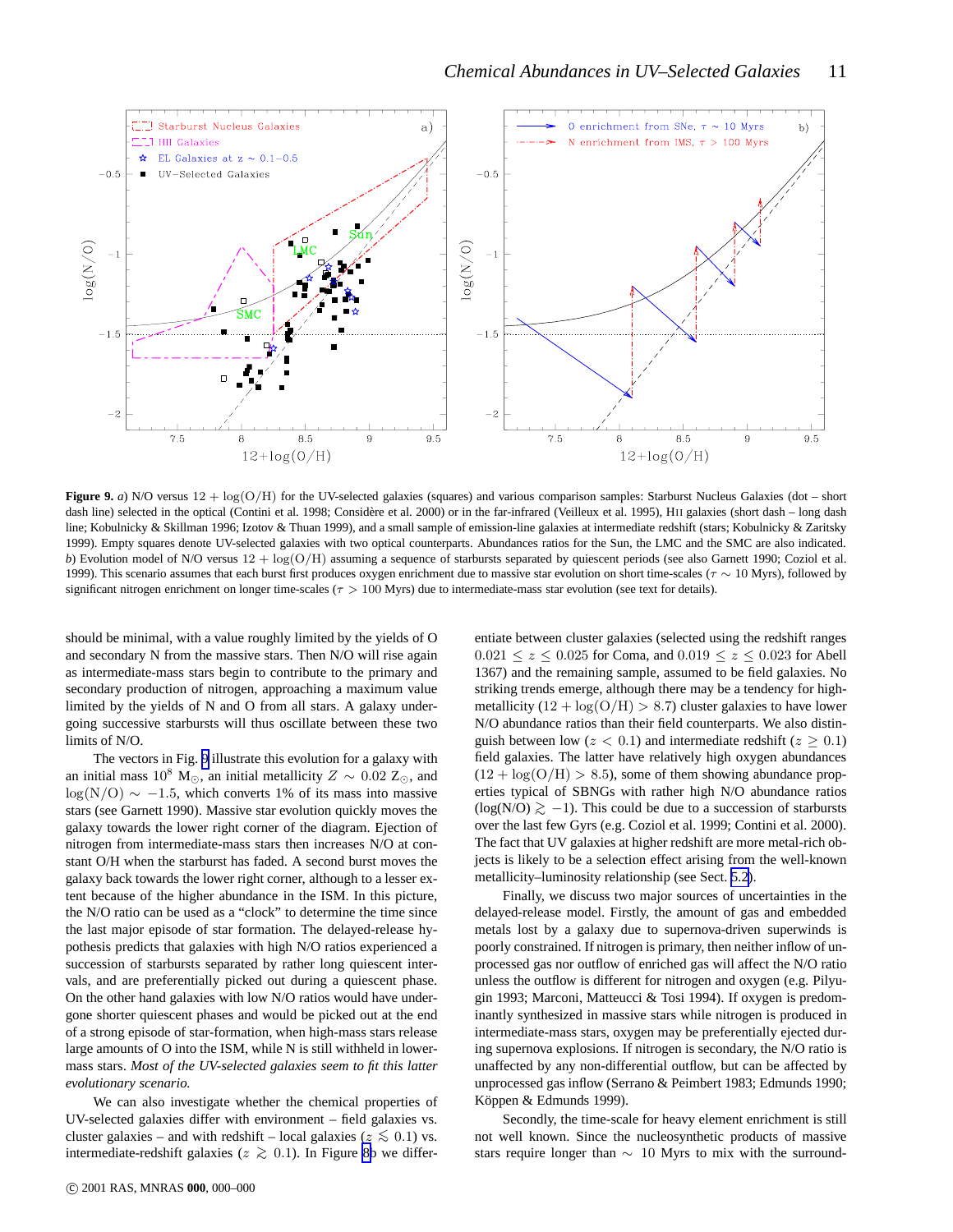**Figure 9.** *a)* N/O versus $12 + \log(\mathrm{O/H})$ for the UV-selected galaxies (squares) and various comparison samples: Starburst Nucleus Galaxies (dot – short dash line) selected in the optical (Contini et al. 1998; Considère et al. 2000) or in the far-infrared (Veilleux et al. 1995), HII galaxies (short dash – long dash line; Kobulnicky & Skillman 1996; Izotov & Thuan 1999), and a small sample of emission-line galaxies at intermediate redshift (stars; Kobulnicky & Zaritsky 1999). Empty squares denote UV-selected galaxies with two optical counterparts. Abundances ratios for the Sun, the LMC and the SMC are also indicated. *b)* Evolution model of N/O versus $12 + \log(\mathrm{O/H})$ assuming a sequence of starbursts separated by quiescent periods (see also Garnett 1990; Coziol et al. 1999). This scenario assumes that each burst first produces oxygen enrichment due to massive star evolution on short time-scales ($\tau \sim 10$ Myrs), followed by significant nitrogen enrichment on longer time-scales ($\tau > 100$ Myrs) due to intermediate-mass star evolution (see text for details).

should be minimal, with a value roughly limited by the yields of O and secondary N from the massive stars. Then N/O will rise again as intermediate-mass stars begin to contribute to the primary and secondary production of nitrogen, approaching a maximum value limited by the yields of N and O from all stars. A galaxy undergoing successive starbursts will thus oscillate between these two limits of N/O.

The vectors in Fig. 9 illustrate this evolution for a galaxy with an initial mass $10^8$ M$_\odot$, an initial metallicity $Z \sim 0.02$ Z$_\odot$, and $\log(\mathrm{N/O}) \sim -1.5$, which converts 1% of its mass into massive stars (see Garnett 1990). Massive star evolution quickly moves the galaxy towards the lower right corner of the diagram. Ejection of nitrogen from intermediate-mass stars then increases N/O at constant O/H when the starburst has faded. A second burst moves the galaxy back towards the lower right corner, although to a lesser extent because of the higher abundance in the ISM. In this picture, the N/O ratio can be used as a "clock" to determine the time since the last major episode of star formation. The delayed-release hypothesis predicts that galaxies with high N/O ratios experienced a succession of starbursts separated by rather long quiescent intervals, and are preferentially picked out during a quiescent phase. On the other hand galaxies with low N/O ratios would have undergone shorter quiescent phases and would be picked out at the end of a strong episode of star-formation, when high-mass stars release large amounts of O into the ISM, while N is still withheld in lower-mass stars. *Most of the UV-selected galaxies seem to fit this latter evolutionary scenario.*

We can also investigate whether the chemical properties of UV-selected galaxies differ with environment – field galaxies vs. cluster galaxies – and with redshift – local galaxies ($z \lesssim 0.1$) vs. intermediate-redshift galaxies ($z \gtrsim 0.1$). In Figure 8b we differentiate between cluster galaxies (selected using the redshift ranges $0.021 \le z \le 0.025$ for Coma, and $0.019 \le z \le 0.023$ for Abell 1367) and the remaining sample, assumed to be field galaxies. No striking trends emerge, although there may be a tendency for high-metallicity ($12 + \log(\mathrm{O/H}) > 8.7$) cluster galaxies to have lower N/O abundance ratios than their field counterparts. We also distinguish between low ($z < 0.1$) and intermediate redshift ($z \ge 0.1$) field galaxies. The latter have relatively high oxygen abundances ($12 + \log(\mathrm{O/H}) > 8.5$), some of them showing abundance properties typical of SBNGs with rather high N/O abundance ratios ($\log(\mathrm{N/O}) \gtrsim -1$). This could be due to a succession of starbursts over the last few Gyrs (e.g. Coziol et al. 1999; Contini et al. 2000). The fact that UV galaxies at higher redshift are more metal-rich objects is likely to be a selection effect arising from the well-known metallicity–luminosity relationship (see Sect. 5.2).

Finally, we discuss two major sources of uncertainties in the delayed-release model. Firstly, the amount of gas and embedded metals lost by a galaxy due to supernova-driven superwinds is poorly constrained. If nitrogen is primary, then neither inflow of unprocessed gas nor outflow of enriched gas will affect the N/O ratio unless the outflow is different for nitrogen and oxygen (e.g. Pilyugin 1993; Marconi, Matteucci & Tosi 1994). If oxygen is predominantly synthesized in massive stars while nitrogen is produced in intermediate-mass stars, oxygen may be preferentially ejected during supernova explosions. If nitrogen is secondary, the N/O ratio is unaffected by any non-differential outflow, but can be affected by unprocessed gas inflow (Serrano & Peimbert 1983; Edmunds 1990; Köppen & Edmunds 1999).

Secondly, the time-scale for heavy element enrichment is still not well known. Since the nucleosynthetic products of massive stars require longer than $\sim$ 10 Myrs to mix with the surround-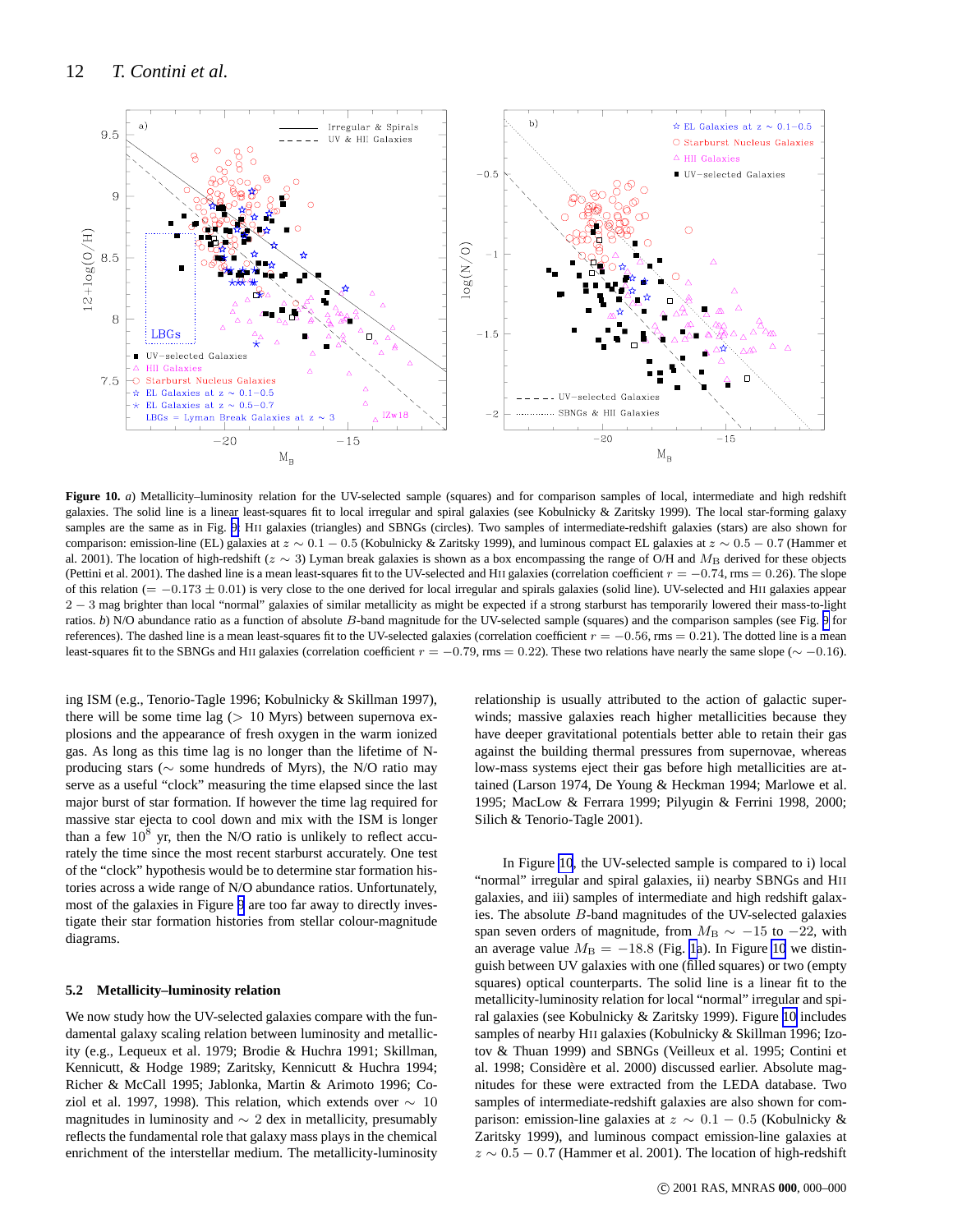**Figure 10.** *a)* Metallicity–luminosity relation for the UV-selected sample (squares) and for comparison samples of local, intermediate and high redshift galaxies. The solid line is a linear least-squares fit to local irregular and spiral galaxies (see Kobulnicky & Zaritsky 1999). The local star-forming galaxy samples are the same as in Fig. 9: HII galaxies (triangles) and SBNGs (circles). Two samples of intermediate-redshift galaxies (stars) are also shown for comparison: emission-line (EL) galaxies at $z \sim 0.1-0.5$ (Kobulnicky & Zaritsky 1999), and luminous compact EL galaxies at $z \sim 0.5-0.7$ (Hammer et al. 2001). The location of high-redshift ($z \sim 3$) Lyman break galaxies is shown as a box encompassing the range of O/H and $M_{\rm B}$ derived for these objects (Pettini et al. 2001). The dashed line is a mean least-squares fit to the UV-selected and HII galaxies (correlation coefficient $r = -0.74$, rms = 0.26). The slope of this relation ($= -0.173 \pm 0.01$) is very close to the one derived for local irregular and spirals galaxies (solid line). UV-selected and HII galaxies appear $2-3$ mag brighter than local "normal" galaxies of similar metallicity as might be expected if a strong starburst has temporarily lowered their mass-to-light ratios. *b)* N/O abundance ratio as a function of absolute $B$-band magnitude for the UV-selected sample (squares) and the comparison samples (see Fig. 9 for references). The dashed line is a mean least-squares fit to the UV-selected galaxies (correlation coefficient $r = -0.56$, rms = 0.21). The dotted line is a mean least-squares fit to the SBNGs and HII galaxies (correlation coefficient $r = -0.79$, rms = 0.22). These two relations have nearly the same slope ($\sim -0.16$).

ing ISM (e.g., Tenorio-Tagle 1996; Kobulnicky & Skillman 1997), there will be some time lag ($>$ 10 Myrs) between supernova explosions and the appearance of fresh oxygen in the warm ionized gas. As long as this time lag is no longer than the lifetime of N-producing stars ($\sim$ some hundreds of Myrs), the N/O ratio may serve as a useful "clock" measuring the time elapsed since the last major burst of star formation. If however the time lag required for massive star ejecta to cool down and mix with the ISM is longer than a few $10^8$ yr, then the N/O ratio is unlikely to reflect accurately the time since the most recent starburst accurately. One test of the "clock" hypothesis would be to determine star formation histories across a wide range of N/O abundance ratios. Unfortunately, most of the galaxies in Figure 9 are too far away to directly investigate their star formation histories from stellar colour-magnitude diagrams.

### 5.2 Metallicity–luminosity relation

We now study how the UV-selected galaxies compare with the fundamental galaxy scaling relation between luminosity and metallicity (e.g., Lequeux et al. 1979; Brodie & Huchra 1991; Skillman, Kennicutt, & Hodge 1989; Zaritsky, Kennicutt & Huchra 1994; Richer & McCall 1995; Jablonka, Martin & Arimoto 1996; Coziol et al. 1997, 1998). This relation, which extends over $\sim$ 10 magnitudes in luminosity and $\sim$ 2 dex in metallicity, presumably reflects the fundamental role that galaxy mass plays in the chemical enrichment of the interstellar medium. The metallicity-luminosity relationship is usually attributed to the action of galactic superwinds; massive galaxies reach higher metallicities because they have deeper gravitational potentials better able to retain their gas against the building thermal pressures from supernovae, whereas low-mass systems eject their gas before high metallicities are attained (Larson 1974, De Young & Heckman 1994; Marlowe et al. 1995; MacLow & Ferrara 1999; Pilyugin & Ferrini 1998, 2000; Silich & Tenorio-Tagle 2001).

In Figure 10, the UV-selected sample is compared to i) local "normal" irregular and spiral galaxies, ii) nearby SBNGs and HII galaxies, and iii) samples of intermediate and high redshift galaxies. The absolute $B$-band magnitudes of the UV-selected galaxies span seven orders of magnitude, from $M_{\rm B} \sim -15$ to $-22$, with an average value $M_{\rm B} = -18.8$ (Fig. 1a). In Figure 10 we distinguish between UV galaxies with one (filled squares) or two (empty squares) optical counterparts. The solid line is a linear fit to the metallicity-luminosity relation for local "normal" irregular and spiral galaxies (see Kobulnicky & Zaritsky 1999). Figure 10 includes samples of nearby HII galaxies (Kobulnicky & Skillman 1996; Izotov & Thuan 1999) and SBNGs (Veilleux et al. 1995; Contini et al. 1998; Considère et al. 2000) discussed earlier. Absolute magnitudes for these were extracted from the LEDA database. Two samples of intermediate-redshift galaxies are also shown for comparison: emission-line galaxies at $z \sim 0.1-0.5$ (Kobulnicky & Zaritsky 1999), and luminous compact emission-line galaxies at $z \sim 0.5-0.7$ (Hammer et al. 2001). The location of high-redshift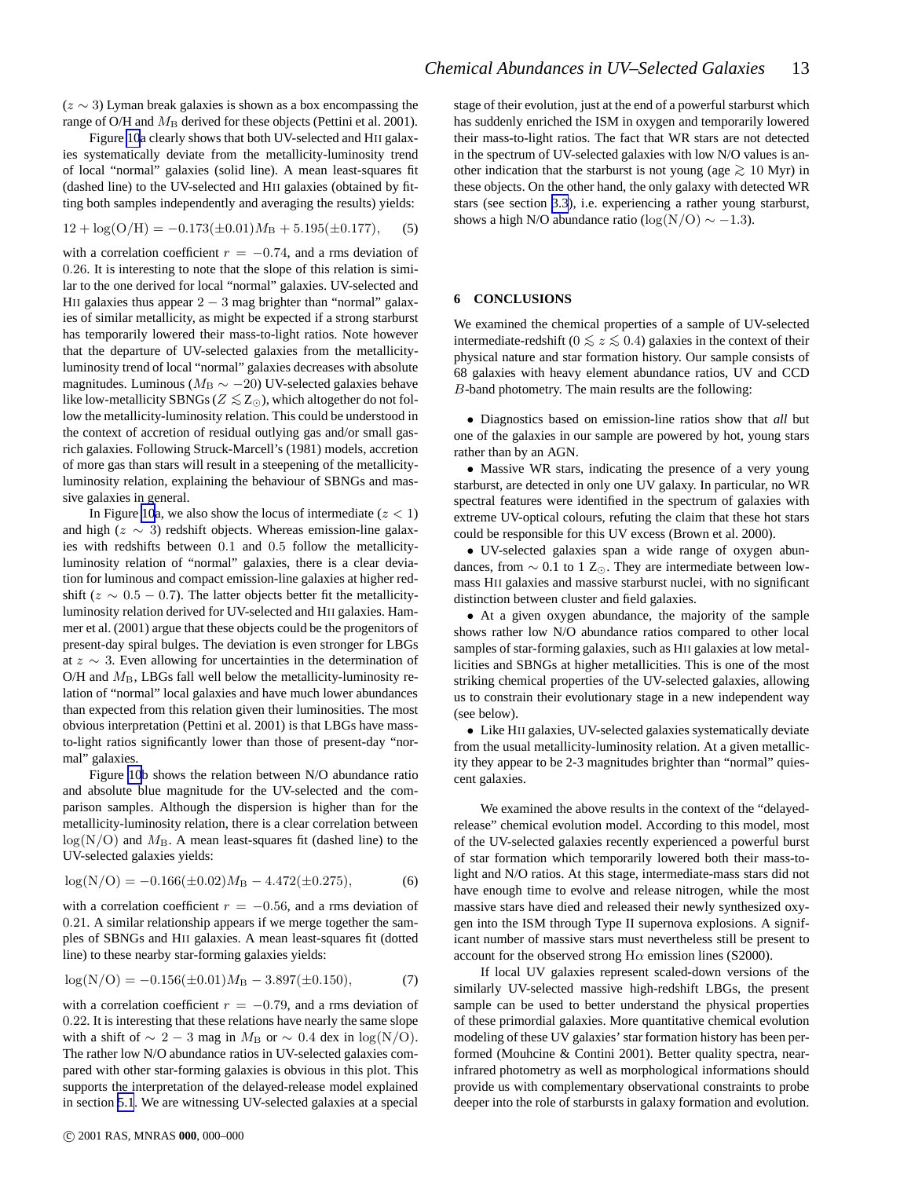($z \sim 3$) Lyman break galaxies is shown as a box encompassing the range of O/H and $M_{\rm B}$ derived for these objects (Pettini et al. 2001).

Figure 10a clearly shows that both UV-selected and HII galaxies systematically deviate from the metallicity-luminosity trend of local "normal" galaxies (solid line). A mean least-squares fit (dashed line) to the UV-selected and HII galaxies (obtained by fitting both samples independently and averaging the results) yields:

$$12 + \log({\rm O/H}) = -0.173(\pm 0.01) M_{\rm B} + 5.195(\pm 0.177), \quad (5)$$

with a correlation coefficient $r = -0.74$, and a rms deviation of 0.26. It is interesting to note that the slope of this relation is similar to the one derived for local "normal" galaxies. UV-selected and HII galaxies thus appear $2-3$ mag brighter than "normal" galaxies of similar metallicity, as might be expected if a strong starburst has temporarily lowered their mass-to-light ratios. Note however that the departure of UV-selected galaxies from the metallicity-luminosity trend of local "normal" galaxies decreases with absolute magnitudes. Luminous ($M_{\rm B} \sim -20$) UV-selected galaxies behave like low-metallicity SBNGs ($Z \lesssim {\rm Z}_{\odot}$), which altogether do not follow the metallicity-luminosity relation. This could be understood in the context of accretion of residual outlying gas and/or small gas-rich galaxies. Following Struck-Marcell's (1981) models, accretion of more gas than stars will result in a steepening of the metallicity-luminosity relation, explaining the behaviour of SBNGs and massive galaxies in general.

In Figure 10a, we also show the locus of intermediate ($z < 1$) and high ($z \sim 3$) redshift objects. Whereas emission-line galaxies with redshifts between 0.1 and 0.5 follow the metallicity-luminosity relation of "normal" galaxies, there is a clear deviation for luminous and compact emission-line galaxies at higher redshift ($z \sim 0.5 - 0.7$). The latter objects better fit the metallicity-luminosity relation derived for UV-selected and HII galaxies. Hammer et al. (2001) argue that these objects could be the progenitors of present-day spiral bulges. The deviation is even stronger for LBGs at $z \sim 3$. Even allowing for uncertainties in the determination of O/H and $M_{\rm B}$, LBGs fall well below the metallicity-luminosity relation of "normal" local galaxies and have much lower abundances than expected from this relation given their luminosities. The most obvious interpretation (Pettini et al. 2001) is that LBGs have mass-to-light ratios significantly lower than those of present-day "normal" galaxies.

Figure 10b shows the relation between N/O abundance ratio and absolute blue magnitude for the UV-selected and the comparison samples. Although the dispersion is higher than for the metallicity-luminosity relation, there is a clear correlation between $\log({\rm N/O})$ and $M_{\rm B}$. A mean least-squares fit (dashed line) to the UV-selected galaxies yields:

$$\log({\rm N/O}) = -0.166(\pm 0.02) M_{\rm B} - 4.472(\pm 0.275), \quad (6)$$

with a correlation coefficient $r = -0.56$, and a rms deviation of 0.21. A similar relationship appears if we merge together the samples of SBNGs and HII galaxies. A mean least-squares fit (dotted line) to these nearby star-forming galaxies yields:

$$\log({\rm N/O}) = -0.156(\pm 0.01) M_{\rm B} - 3.897(\pm 0.150), \quad (7)$$

with a correlation coefficient $r = -0.79$, and a rms deviation of 0.22. It is interesting that these relations have nearly the same slope with a shift of $\sim 2-3$ mag in $M_{\rm B}$ or $\sim 0.4$ dex in $\log({\rm N/O})$. The rather low N/O abundance ratios in UV-selected galaxies compared with other star-forming galaxies is obvious in this plot. This supports the interpretation of the delayed-release model explained in section 5.1. We are witnessing UV-selected galaxies at a special stage of their evolution, just at the end of a powerful starburst which has suddenly enriched the ISM in oxygen and temporarily lowered their mass-to-light ratios. The fact that WR stars are not detected in the spectrum of UV-selected galaxies with low N/O values is another indication that the starburst is not young (age $\gtrsim 10$ Myr) in these objects. On the other hand, the only galaxy with detected WR stars (see section 3.3), i.e. experiencing a rather young starburst, shows a high N/O abundance ratio ($\log({\rm N/O}) \sim -1.3$).

## 6 CONCLUSIONS

We examined the chemical properties of a sample of UV-selected intermediate-redshift ($0 \lesssim z \lesssim 0.4$) galaxies in the context of their physical nature and star formation history. Our sample consists of 68 galaxies with heavy element abundance ratios, UV and CCD $B$-band photometry. The main results are the following:

- Diagnostics based on emission-line ratios show that *all* but one of the galaxies in our sample are powered by hot, young stars rather than by an AGN.
- Massive WR stars, indicating the presence of a very young starburst, are detected in only one UV galaxy. In particular, no WR spectral features were identified in the spectrum of galaxies with extreme UV-optical colours, refuting the claim that these hot stars could be responsible for this UV excess (Brown et al. 2000).
- UV-selected galaxies span a wide range of oxygen abundances, from $\sim 0.1$ to 1 ${\rm Z}_{\odot}$. They are intermediate between low-mass HII galaxies and massive starburst nuclei, with no significant distinction between cluster and field galaxies.
- At a given oxygen abundance, the majority of the sample shows rather low N/O abundance ratios compared to other local samples of star-forming galaxies, such as HII galaxies at low metallicities and SBNGs at higher metallicities. This is one of the most striking chemical properties of the UV-selected galaxies, allowing us to constrain their evolutionary stage in a new independent way (see below).
- Like HII galaxies, UV-selected galaxies systematically deviate from the usual metallicity-luminosity relation. At a given metallicity they appear to be 2-3 magnitudes brighter than "normal" quiescent galaxies.

We examined the above results in the context of the "delayed-release" chemical evolution model. According to this model, most of the UV-selected galaxies recently experienced a powerful burst of star formation which temporarily lowered both their mass-to-light and N/O ratios. At this stage, intermediate-mass stars did not have enough time to evolve and release nitrogen, while the most massive stars have died and released their newly synthesized oxygen into the ISM through Type II supernova explosions. A significant number of massive stars must nevertheless still be present to account for the observed strong H$\alpha$ emission lines (S2000).

If local UV galaxies represent scaled-down versions of the similarly UV-selected massive high-redshift LBGs, the present sample can be used to better understand the physical properties of these primordial galaxies. More quantitative chemical evolution modeling of these UV galaxies' star formation history has been performed (Mouhcine & Contini 2001). Better quality spectra, near-infrared photometry as well as morphological informations should provide us with complementary observational constraints to probe deeper into the role of starbursts in galaxy formation and evolution.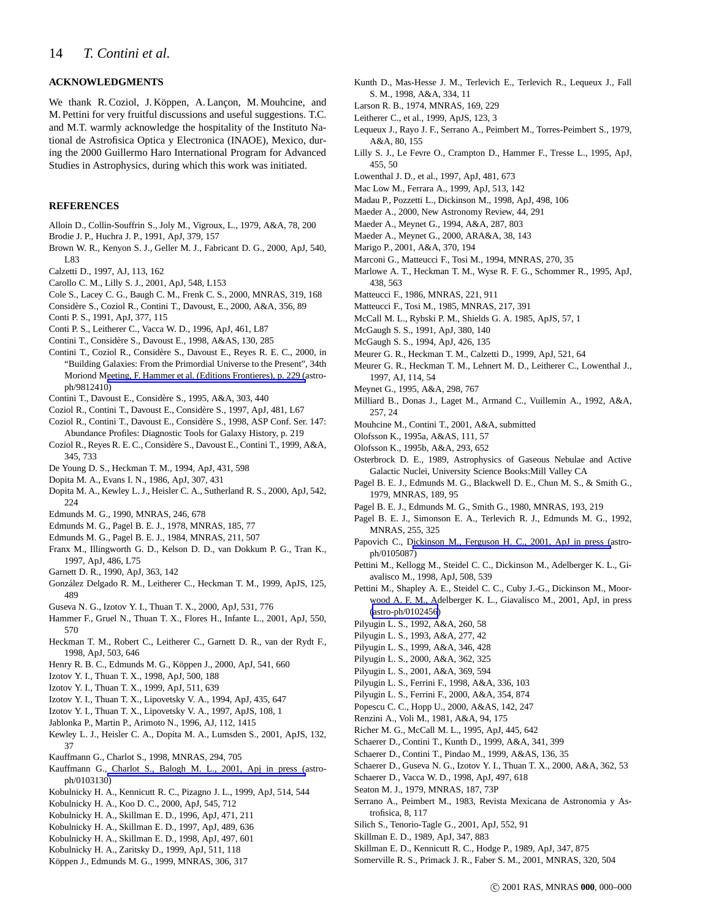## ACKNOWLEDGMENTS

We thank R. Coziol, J. Köppen, A. Lançon, M. Mouhcine, and M. Pettini for very fruitful discussions and useful suggestions. T.C. and M.T. warmly acknowledge the hospitality of the Instituto Nacional de Astrofisica Optica y Electronica (INAOE), Mexico, during the 2000 Guillermo Haro International Program for Advanced Studies in Astrophysics, during which this work was initiated.

## REFERENCES

Alloin D., Collin-Souffrin S., Joly M., Vigroux, L., 1979, A&A, 78, 200
Brodie J. P., Huchra J. P., 1991, ApJ, 379, 157
Brown W. R., Kenyon S. J., Geller M. J., Fabricant D. G., 2000, ApJ, 540, L83
Calzetti D., 1997, AJ, 113, 162
Carollo C. M., Lilly S. J., 2001, ApJ, 548, L153
Cole S., Lacey C. G., Baugh C. M., Frenk C. S., 2000, MNRAS, 319, 168
Considère S., Coziol R., Contini T., Davoust, E., 2000, A&A, 356, 89
Conti P. S., 1991, ApJ, 377, 115
Conti P. S., Leitherer C., Vacca W. D., 1996, ApJ, 461, L87
Contini T., Considère S., Davoust E., 1998, A&AS, 130, 285
Contini T., Coziol R., Considère S., Davoust E., Reyes R. E. C., 2000, in "Building Galaxies: From the Primordial Universe to the Present", 34th Moriond Meeting, F. Hammer et al. (Editions Frontieres), p. 229 (astro-ph/9812410)
Contini T., Davoust E., Considère S., 1995, A&A, 303, 440
Coziol R., Contini T., Davoust E., Considère S., 1997, ApJ, 481, L67
Coziol R., Contini T., Davoust E., Considère S., 1998, ASP Conf. Ser. 147: Abundance Profiles: Diagnostic Tools for Galaxy History, p. 219
Coziol R., Reyes R. E. C., Considère S., Davoust E., Contini T., 1999, A&A, 345, 733
De Young D. S., Heckman T. M., 1994, ApJ, 431, 598
Dopita M. A., Evans I. N., 1986, ApJ, 307, 431
Dopita M. A., Kewley L. J., Heisler C. A., Sutherland R. S., 2000, ApJ, 542, 224
Edmunds M. G., 1990, MNRAS, 246, 678
Edmunds M. G., Pagel B. E. J., 1978, MNRAS, 185, 77
Edmunds M. G., Pagel B. E. J., 1984, MNRAS, 211, 507
Franx M., Illingworth G. D., Kelson D. D., van Dokkum P. G., Tran K., 1997, ApJ, 486, L75
Garnett D. R., 1990, ApJ, 363, 142
González Delgado R. M., Leitherer C., Heckman T. M., 1999, ApJS, 125, 489
Guseva N. G., Izotov Y. I., Thuan T. X., 2000, ApJ, 531, 776
Hammer F., Gruel N., Thuan T. X., Flores H., Infante L., 2001, ApJ, 550, 570
Heckman T. M., Robert C., Leitherer C., Garnett D. R., van der Rydt F., 1998, ApJ, 503, 646
Henry R. B. C., Edmunds M. G., Köppen J., 2000, ApJ, 541, 660
Izotov Y. I., Thuan T. X., 1998, ApJ, 500, 188
Izotov Y. I., Thuan T. X., 1999, ApJ, 511, 639
Izotov Y. I., Thuan T. X., Lipovetsky V. A., 1994, ApJ, 435, 647
Izotov Y. I., Thuan T. X., Lipovetsky V. A., 1997, ApJS, 108, 1
Jablonka P., Martin P., Arimoto N., 1996, AJ, 112, 1415
Kewley L. J., Heisler C. A., Dopita M. A., Lumsden S., 2001, ApJS, 132, 37
Kauffmann G., Charlot S., 1998, MNRAS, 294, 705
Kauffmann G., Charlot S., Balogh M. L., 2001, Apj in press (astro-ph/0103130)
Kobulnicky H. A., Kennicutt R. C., Pizagno J. L., 1999, ApJ, 514, 544
Kobulnicky H. A., Koo D. C., 2000, ApJ, 545, 712
Kobulnicky H. A., Skillman E. D., 1996, ApJ, 471, 211
Kobulnicky H. A., Skillman E. D., 1997, ApJ, 489, 636
Kobulnicky H. A., Skillman E. D., 1998, ApJ, 497, 601
Kobulnicky H. A., Zaritsky D., 1999, ApJ, 511, 118
Köppen J., Edmunds M. G., 1999, MNRAS, 306, 317
Kunth D., Mas-Hesse J. M., Terlevich E., Terlevich R., Lequeux J., Fall S. M., 1998, A&A, 334, 11
Larson R. B., 1974, MNRAS, 169, 229
Leitherer C., et al., 1999, ApJS, 123, 3
Lequeux J., Rayo J. F., Serrano A., Peimbert M., Torres-Peimbert S., 1979, A&A, 80, 155
Lilly S. J., Le Fevre O., Crampton D., Hammer F., Tresse L., 1995, ApJ, 455, 50
Lowenthal J. D., et al., 1997, ApJ, 481, 673
Mac Low M., Ferrara A., 1999, ApJ, 513, 142
Madau P., Pozzetti L., Dickinson M., 1998, ApJ, 498, 106
Maeder A., 2000, New Astronomy Review, 44, 291
Maeder A., Meynet G., 1994, A&A, 287, 803
Maeder A., Meynet G., 2000, ARA&A, 38, 143
Marigo P., 2001, A&A, 370, 194
Marconi G., Matteucci F., Tosi M., 1994, MNRAS, 270, 35
Marlowe A. T., Heckman T. M., Wyse R. F. G., Schommer R., 1995, ApJ, 438, 563
Matteucci F., 1986, MNRAS, 221, 911
Matteucci F., Tosi M., 1985, MNRAS, 217, 391
McCall M. L., Rybski P. M., Shields G. A. 1985, ApJS, 57, 1
McGaugh S. S., 1991, ApJ, 380, 140
McGaugh S. S., 1994, ApJ, 426, 135
Meurer G. R., Heckman T. M., Calzetti D., 1999, ApJ, 521, 64
Meurer G. R., Heckman T. M., Lehnert M. D., Leitherer C., Lowenthal J., 1997, AJ, 114, 54
Meynet G., 1995, A&A, 298, 767
Milliard B., Donas J., Laget M., Armand C., Vuillemin A., 1992, A&A, 257, 24
Mouhcine M., Contini T., 2001, A&A, submitted
Olofsson K., 1995a, A&AS, 111, 57
Olofsson K., 1995b, A&A, 293, 652
Osterbrock D. E., 1989, Astrophysics of Gaseous Nebulae and Active Galactic Nuclei, University Science Books:Mill Valley CA
Pagel B. E. J., Edmunds M. G., Blackwell D. E., Chun M. S., & Smith G., 1979, MNRAS, 189, 95
Pagel B. E. J., Edmunds M. G., Smith G., 1980, MNRAS, 193, 219
Pagel B. E. J., Simonson E. A., Terlevich R. J., Edmunds M. G., 1992, MNRAS, 255, 325
Papovich C., Dickinson M., Ferguson H. C., 2001, ApJ in press (astro-ph/0105087)
Pettini M., Kellogg M., Steidel C. C., Dickinson M., Adelberger K. L., Giavalisco M., 1998, ApJ, 508, 539
Pettini M., Shapley A. E., Steidel C. C., Cuby J.-G., Dickinson M., Moorwood A. F. M., Adelberger K. L., Giavalisco M., 2001, ApJ, in press (astro-ph/0102456)
Pilyugin L. S., 1992, A&A, 260, 58
Pilyugin L. S., 1993, A&A, 277, 42
Pilyugin L. S., 1999, A&A, 346, 428
Pilyugin L. S., 2000, A&A, 362, 325
Pilyugin L. S., 2001, A&A, 369, 594
Pilyugin L. S., Ferrini F., 1998, A&A, 336, 103
Pilyugin L. S., Ferrini F., 2000, A&A, 354, 874
Popescu C. C., Hopp U., 2000, A&AS, 142, 247
Renzini A., Voli M., 1981, A&A, 94, 175
Richer M. G., McCall M. L., 1995, ApJ, 445, 642
Schaerer D., Contini T., Kunth D., 1999, A&A, 341, 399
Schaerer D., Contini T., Pindao M., 1999, A&AS, 136, 35
Schaerer D., Guseva N. G., Izotov Y. I., Thuan T. X., 2000, A&A, 362, 53
Schaerer D., Vacca W. D., 1998, ApJ, 497, 618
Seaton M. J., 1979, MNRAS, 187, 73P
Serrano A., Peimbert M., 1983, Revista Mexicana de Astronomia y Astrofisica, 8, 117
Silich S., Tenorio-Tagle G., 2001, ApJ, 552, 91
Skillman E. D., 1989, ApJ, 347, 883
Skillman E. D., Kennicutt R. C., Hodge P., 1989, ApJ, 347, 875
Somerville R. S., Primack J. R., Faber S. M., 2001, MNRAS, 320, 504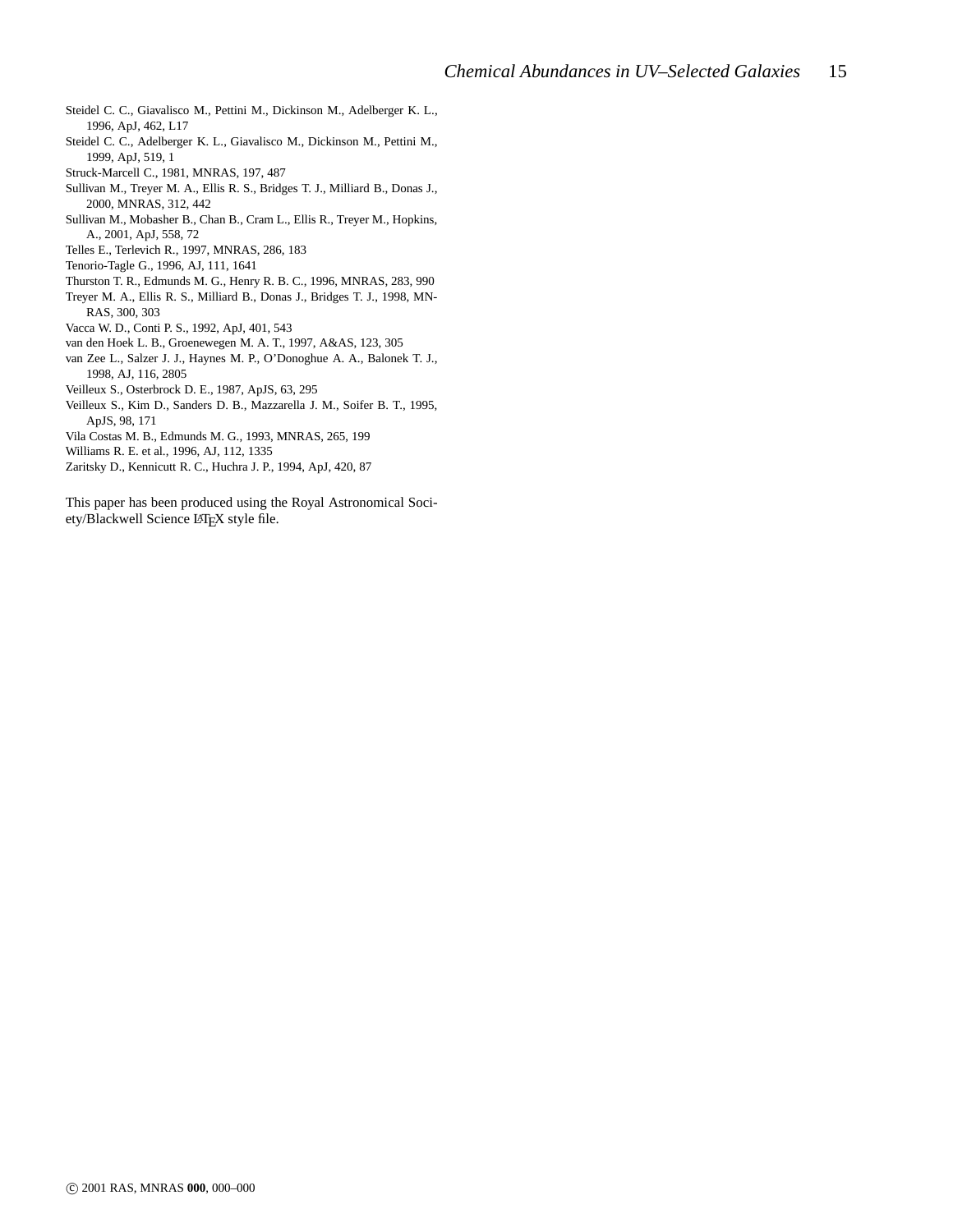Steidel C. C., Giavalisco M., Pettini M., Dickinson M., Adelberger K. L., 1996, ApJ, 462, L17

Steidel C. C., Adelberger K. L., Giavalisco M., Dickinson M., Pettini M., 1999, ApJ, 519, 1

Struck-Marcell C., 1981, MNRAS, 197, 487

Sullivan M., Treyer M. A., Ellis R. S., Bridges T. J., Milliard B., Donas J., 2000, MNRAS, 312, 442

Sullivan M., Mobasher B., Chan B., Cram L., Ellis R., Treyer M., Hopkins, A., 2001, ApJ, 558, 72

Telles E., Terlevich R., 1997, MNRAS, 286, 183

Tenorio-Tagle G., 1996, AJ, 111, 1641

Thurston T. R., Edmunds M. G., Henry R. B. C., 1996, MNRAS, 283, 990

Treyer M. A., Ellis R. S., Milliard B., Donas J., Bridges T. J., 1998, MNRAS, 300, 303

Vacca W. D., Conti P. S., 1992, ApJ, 401, 543

van den Hoek L. B., Groenewegen M. A. T., 1997, A&AS, 123, 305

van Zee L., Salzer J. J., Haynes M. P., O'Donoghue A. A., Balonek T. J., 1998, AJ, 116, 2805

Veilleux S., Osterbrock D. E., 1987, ApJS, 63, 295

Veilleux S., Kim D., Sanders D. B., Mazzarella J. M., Soifer B. T., 1995, ApJS, 98, 171

Vila Costas M. B., Edmunds M. G., 1993, MNRAS, 265, 199

Williams R. E. et al., 1996, AJ, 112, 1335

Zaritsky D., Kennicutt R. C., Huchra J. P., 1994, ApJ, 420, 87

This paper has been produced using the Royal Astronomical Society/Blackwell Science LaTeX style file.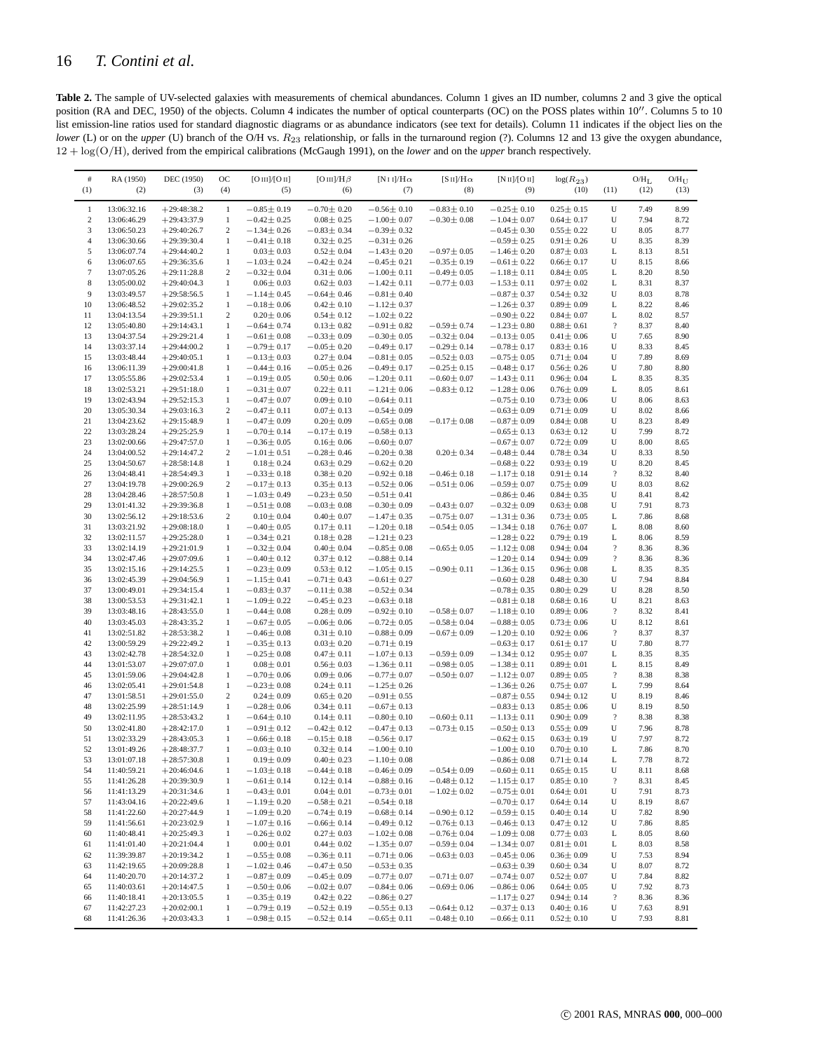**Table 2.** The sample of UV-selected galaxies with measurements of chemical abundances. Column 1 gives an ID number, columns 2 and 3 give the optical position (RA and DEC, 1950) of the objects. Column 4 indicates the number of optical counterparts (OC) on the POSS plates within 10′′. Columns 5 to 10 list emission-line ratios used for standard diagnostic diagrams or as abundance indicators (see text for details). Column 11 indicates if the object lies on the *lower* (L) or on the *upper* (U) branch of the O/H vs. $R_{23}$ relationship, or falls in the turnaround region (?). Columns 12 and 13 give the oxygen abundance, $12+\log(\mathrm{O/H})$, derived from the empirical calibrations (McGaugh 1991), on the *lower* and on the *upper* branch respectively.

| # (1) | RA (1950) (2) | DEC (1950) (3) | OC (4) | [O III]/[O II] (5) | [O III]/Hβ (6) | [N II]/Hα (7) | [S II]/Hα (8) | [N II]/[O II] (9) | $\log(R_{23})$ (10) | (11) | O/H$_\mathrm{L}$ (12) | O/H$_\mathrm{U}$ (13) |
|---|---|---|---|---|---|---|---|---|---|---|---|---|
| 1 | 13:06:32.16 | +29:48:38.2 | 1 | −0.85± 0.19 | −0.70± 0.20 | −0.56± 0.10 | −0.83± 0.10 | −0.25± 0.10 | 0.25± 0.15 | U | 7.49 | 8.99 |
| 2 | 13:06:46.29 | +29:43:37.9 | 1 | −0.42± 0.25 | 0.08± 0.25 | −1.00± 0.07 | −0.30± 0.08 | −1.04± 0.07 | 0.64± 0.17 | U | 7.94 | 8.72 |
| 3 | 13:06:50.23 | +29:40:26.7 | 2 | −1.34± 0.26 | −0.83± 0.34 | −0.39± 0.32 | | −0.45± 0.30 | 0.55± 0.22 | U | 8.05 | 8.77 |
| 4 | 13:06:30.66 | +29:39:30.4 | 1 | −0.41± 0.18 | 0.32± 0.25 | −0.31± 0.26 | | −0.59± 0.25 | 0.91± 0.26 | U | 8.35 | 8.39 |
| 5 | 13:06:07.74 | +29:44:40.2 | 1 | 0.03± 0.03 | 0.52± 0.04 | −1.43± 0.20 | −0.97± 0.05 | −1.46± 0.20 | 0.87± 0.03 | L | 8.13 | 8.51 |
| 6 | 13:06:07.65 | +29:36:35.6 | 1 | −1.03± 0.24 | −0.42± 0.24 | −0.45± 0.21 | −0.35± 0.19 | −0.61± 0.22 | 0.66± 0.17 | U | 8.15 | 8.66 |
| 7 | 13:07:05.26 | +29:11:28.8 | 2 | −0.32± 0.04 | 0.31± 0.06 | −1.00± 0.11 | −0.49± 0.05 | −1.18± 0.11 | 0.84± 0.05 | L | 8.20 | 8.50 |
| 8 | 13:05:00.02 | +29:40:04.3 | 1 | 0.06± 0.03 | 0.62± 0.03 | −1.42± 0.11 | −0.77± 0.03 | −1.53± 0.11 | 0.97± 0.02 | L | 8.31 | 8.37 |
| 9 | 13:03:49.57 | +29:58:56.5 | 1 | −1.14± 0.45 | −0.64± 0.46 | −0.81± 0.40 | | −0.87± 0.37 | 0.54± 0.32 | U | 8.03 | 8.78 |
| 10 | 13:06:48.52 | +29:02:35.2 | 1 | −0.18± 0.06 | 0.42± 0.10 | −1.12± 0.37 | | −1.26± 0.37 | 0.89± 0.09 | L | 8.22 | 8.46 |
| 11 | 13:04:13.54 | +29:39:51.1 | 2 | 0.20± 0.06 | 0.54± 0.12 | −1.02± 0.22 | | −0.90± 0.22 | 0.84± 0.07 | L | 8.02 | 8.57 |
| 12 | 13:05:40.80 | +29:14:43.1 | 1 | −0.64± 0.74 | 0.13± 0.82 | −0.91± 0.82 | −0.59± 0.74 | −1.23± 0.80 | 0.88± 0.61 | ? | 8.37 | 8.40 |
| 13 | 13:04:37.54 | +29:29:21.4 | 1 | −0.61± 0.08 | −0.33± 0.09 | −0.30± 0.05 | −0.32± 0.04 | −0.13± 0.05 | 0.41± 0.06 | U | 7.65 | 8.90 |
| 14 | 13:03:37.14 | +29:44:00.2 | 1 | −0.79± 0.17 | −0.05± 0.20 | −0.49± 0.17 | −0.29± 0.14 | −0.78± 0.17 | 0.83± 0.16 | U | 8.33 | 8.45 |
| 15 | 13:03:48.44 | +29:40:05.1 | 1 | −0.13± 0.03 | 0.27± 0.04 | −0.81± 0.05 | −0.52± 0.03 | −0.75± 0.05 | 0.71± 0.04 | U | 7.89 | 8.69 |
| 16 | 13:06:11.39 | +29:00:41.8 | 1 | −0.44± 0.16 | −0.05± 0.26 | −0.49± 0.17 | −0.25± 0.15 | −0.48± 0.17 | 0.56± 0.26 | U | 7.80 | 8.80 |
| 17 | 13:05:55.86 | +29:02:53.4 | 1 | −0.19± 0.05 | 0.50± 0.06 | −1.20± 0.11 | −0.60± 0.07 | −1.43± 0.11 | 0.96± 0.04 | L | 8.35 | 8.35 |
| 18 | 13:02:53.21 | +29:51:18.0 | 1 | −0.31± 0.07 | 0.22± 0.11 | −1.21± 0.06 | −0.83± 0.12 | −1.28± 0.06 | 0.76± 0.09 | L | 8.05 | 8.61 |
| 19 | 13:02:43.94 | +29:52:15.3 | 1 | −0.47± 0.07 | 0.09± 0.10 | −0.64± 0.11 | | −0.75± 0.10 | 0.73± 0.06 | U | 8.06 | 8.63 |
| 20 | 13:05:30.34 | +29:03:16.3 | 2 | −0.47± 0.11 | 0.07± 0.13 | −0.54± 0.09 | | −0.63± 0.09 | 0.71± 0.09 | U | 8.02 | 8.66 |
| 21 | 13:04:23.62 | +29:15:48.9 | 1 | −0.47± 0.09 | 0.20± 0.09 | −0.65± 0.08 | −0.17± 0.08 | −0.87± 0.09 | 0.84± 0.08 | U | 8.23 | 8.49 |
| 22 | 13:03:28.24 | +29:25:25.9 | 1 | −0.70± 0.14 | −0.17± 0.19 | −0.58± 0.13 | | −0.65± 0.13 | 0.63± 0.12 | U | 7.99 | 8.72 |
| 23 | 13:02:00.66 | +29:47:57.0 | 1 | −0.36± 0.05 | 0.16± 0.06 | −0.60± 0.07 | | −0.67± 0.07 | 0.72± 0.09 | U | 8.00 | 8.65 |
| 24 | 13:04:00.52 | +29:14:47.2 | 2 | −1.01± 0.51 | −0.28± 0.46 | −0.20± 0.38 | 0.20± 0.34 | −0.48± 0.44 | 0.78± 0.34 | U | 8.33 | 8.50 |
| 25 | 13:04:50.67 | +28:58:14.8 | 1 | 0.18± 0.24 | 0.63± 0.29 | −0.62± 0.20 | | −0.68± 0.22 | 0.93± 0.19 | U | 8.20 | 8.45 |
| 26 | 13:04:48.41 | +28:54:49.3 | 1 | −0.33± 0.18 | 0.38± 0.20 | −0.92± 0.18 | −0.46± 0.18 | −1.17± 0.18 | 0.91± 0.14 | ? | 8.32 | 8.40 |
| 27 | 13:04:19.78 | +29:00:26.9 | 2 | −0.17± 0.13 | 0.35± 0.13 | −0.52± 0.06 | −0.51± 0.06 | −0.59± 0.07 | 0.75± 0.09 | U | 8.03 | 8.62 |
| 28 | 13:04:28.46 | +28:57:50.8 | 1 | −1.03± 0.49 | −0.23± 0.50 | −0.51± 0.41 | | −0.86± 0.46 | 0.84± 0.35 | U | 8.41 | 8.42 |
| 29 | 13:01:41.32 | +29:39:36.8 | 1 | −0.51± 0.08 | −0.03± 0.08 | −0.30± 0.09 | −0.43± 0.07 | −0.32± 0.09 | 0.63± 0.08 | U | 7.91 | 8.73 |
| 30 | 13:02:56.12 | +29:18:53.6 | 2 | 0.10± 0.04 | 0.40± 0.07 | −1.47± 0.35 | −0.75± 0.07 | −1.31± 0.36 | 0.73± 0.05 | L | 7.86 | 8.68 |
| 31 | 13:03:21.92 | +29:08:18.0 | 1 | −0.40± 0.05 | 0.17± 0.11 | −1.20± 0.18 | −0.54± 0.05 | −1.34± 0.18 | 0.76± 0.07 | L | 8.08 | 8.60 |
| 32 | 13:02:11.57 | +29:25:28.0 | 1 | −0.34± 0.21 | 0.18± 0.28 | −1.21± 0.23 | | −1.28± 0.22 | 0.79± 0.19 | L | 8.06 | 8.59 |
| 33 | 13:02:14.19 | +29:21:01.9 | 1 | −0.32± 0.04 | 0.40± 0.04 | −0.85± 0.08 | −0.65± 0.05 | −1.12± 0.08 | 0.94± 0.04 | ? | 8.36 | 8.36 |
| 34 | 13:02:47.46 | +29:07:09.6 | 1 | −0.40± 0.12 | 0.37± 0.12 | −0.88± 0.14 | | −1.20± 0.14 | 0.94± 0.09 | ? | 8.36 | 8.36 |
| 35 | 13:02:15.16 | +29:14:25.5 | 1 | −0.23± 0.09 | 0.53± 0.12 | −1.05± 0.15 | −0.90± 0.11 | −1.36± 0.15 | 0.96± 0.08 | L | 8.35 | 8.35 |
| 36 | 13:02:45.39 | +29:04:56.9 | 1 | −1.15± 0.41 | −0.71± 0.43 | −0.61± 0.27 | | −0.60± 0.28 | 0.48± 0.30 | U | 7.94 | 8.84 |
| 37 | 13:00:49.01 | +29:34:15.4 | 1 | −0.83± 0.37 | −0.11± 0.38 | −0.52± 0.34 | | −0.78± 0.35 | 0.80± 0.29 | U | 8.28 | 8.50 |
| 38 | 13:00:53.53 | +29:31:42.1 | 1 | −1.09± 0.22 | −0.45± 0.23 | −0.63± 0.18 | | −0.81± 0.18 | 0.68± 0.16 | U | 8.21 | 8.63 |
| 39 | 13:03:48.16 | +28:43:55.0 | 1 | −0.44± 0.08 | 0.28± 0.09 | −0.92± 0.10 | −0.58± 0.07 | −1.18± 0.10 | 0.89± 0.06 | ? | 8.32 | 8.41 |
| 40 | 13:03:45.03 | +28:43:35.2 | 1 | −0.67± 0.05 | −0.06± 0.06 | −0.72± 0.05 | −0.58± 0.04 | −0.88± 0.05 | 0.73± 0.06 | U | 8.12 | 8.61 |
| 41 | 13:02:51.82 | +28:53:38.2 | 1 | −0.46± 0.08 | 0.31± 0.10 | −0.88± 0.09 | −0.67± 0.09 | −1.20± 0.10 | 0.92± 0.06 | ? | 8.37 | 8.37 |
| 42 | 13:00:59.29 | +29:22:49.2 | 1 | −0.35± 0.13 | 0.03± 0.20 | −0.71± 0.19 | | −0.63± 0.17 | 0.61± 0.17 | U | 7.80 | 8.77 |
| 43 | 13:02:42.78 | +28:54:32.0 | 1 | −0.25± 0.08 | 0.47± 0.11 | −1.07± 0.13 | −0.59± 0.09 | −1.34± 0.12 | 0.95± 0.07 | L | 8.35 | 8.35 |
| 44 | 13:01:53.07 | +29:07:07.0 | 1 | 0.08± 0.01 | 0.56± 0.03 | −1.36± 0.11 | −0.98± 0.05 | −1.38± 0.11 | 0.89± 0.01 | L | 8.15 | 8.49 |
| 45 | 13:01:59.06 | +29:04:42.8 | 1 | −0.70± 0.06 | 0.09± 0.06 | −0.77± 0.07 | −0.50± 0.07 | −1.12± 0.07 | 0.89± 0.05 | ? | 8.38 | 8.38 |
| 46 | 13:02:05.41 | +29:01:54.8 | 1 | −0.23± 0.08 | 0.24± 0.11 | −1.25± 0.26 | | −1.36± 0.26 | 0.75± 0.07 | L | 7.99 | 8.64 |
| 47 | 13:01:58.51 | +29:01:55.0 | 2 | 0.24± 0.09 | 0.65± 0.20 | −0.91± 0.55 | | −0.87± 0.55 | 0.94± 0.12 | U | 8.19 | 8.46 |
| 48 | 13:02:25.99 | +28:51:14.9 | 1 | −0.28± 0.06 | 0.34± 0.11 | −0.67± 0.13 | | −0.83± 0.13 | 0.85± 0.06 | U | 8.19 | 8.50 |
| 49 | 13:02:11.95 | +28:53:43.2 | 1 | −0.64± 0.10 | 0.14± 0.11 | −0.80± 0.10 | −0.60± 0.11 | −1.13± 0.11 | 0.90± 0.09 | ? | 8.38 | 8.38 |
| 50 | 13:02:41.80 | +28:42:17.0 | 1 | −0.91± 0.12 | −0.42± 0.12 | −0.47± 0.13 | −0.73± 0.15 | −0.50± 0.13 | 0.55± 0.09 | U | 7.96 | 8.78 |
| 51 | 13:02:33.29 | +28:43:05.3 | 1 | −0.66± 0.18 | −0.15± 0.18 | −0.56± 0.17 | | −0.62± 0.15 | 0.63± 0.19 | U | 7.97 | 8.72 |
| 52 | 13:01:49.26 | +28:48:37.7 | 1 | −0.03± 0.10 | 0.32± 0.14 | −1.00± 0.10 | | −1.00± 0.10 | 0.70± 0.10 | L | 7.86 | 8.70 |
| 53 | 13:01:07.18 | +28:57:30.8 | 1 | 0.19± 0.09 | 0.40± 0.23 | −1.10± 0.08 | | −0.86± 0.08 | 0.71± 0.14 | L | 7.78 | 8.72 |
| 54 | 11:40:59.21 | +20:46:04.6 | 1 | −1.03± 0.18 | −0.44± 0.18 | −0.46± 0.09 | −0.54± 0.09 | −0.60± 0.11 | 0.65± 0.15 | U | 8.11 | 8.68 |
| 55 | 11:41:26.28 | +20:39:30.9 | 1 | −0.61± 0.14 | 0.12± 0.14 | −0.88± 0.16 | −0.48± 0.12 | −1.15± 0.17 | 0.85± 0.10 | ? | 8.31 | 8.45 |
| 56 | 11:41:13.29 | +20:31:34.6 | 1 | −0.43± 0.01 | 0.04± 0.01 | −0.73± 0.01 | −1.02± 0.02 | −0.75± 0.01 | 0.64± 0.01 | U | 7.91 | 8.73 |
| 57 | 11:43:04.16 | +20:22:49.6 | 1 | −1.19± 0.20 | −0.58± 0.21 | −0.54± 0.18 | | −0.70± 0.17 | 0.64± 0.14 | U | 8.19 | 8.67 |
| 58 | 11:41:22.60 | +20:27:44.9 | 1 | −1.09± 0.20 | −0.74± 0.19 | −0.68± 0.14 | −0.90± 0.12 | −0.59± 0.15 | 0.40± 0.14 | U | 7.82 | 8.90 |
| 59 | 11:41:56.61 | +20:23:02.9 | 1 | −1.07± 0.16 | −0.66± 0.14 | −0.49± 0.12 | −0.76± 0.13 | −0.46± 0.13 | 0.47± 0.12 | U | 7.86 | 8.85 |
| 60 | 11:40:48.41 | +20:25:49.3 | 1 | −0.26± 0.02 | 0.27± 0.03 | −1.02± 0.08 | −0.76± 0.04 | −1.09± 0.08 | 0.77± 0.03 | L | 8.05 | 8.60 |
| 61 | 11:41:01.40 | +20:21:04.4 | 1 | 0.00± 0.01 | 0.44± 0.02 | −1.35± 0.07 | −0.59± 0.04 | −1.34± 0.07 | 0.81± 0.01 | L | 8.03 | 8.58 |
| 62 | 11:39:39.87 | +20:19:34.2 | 1 | −0.55± 0.08 | −0.36± 0.11 | −0.71± 0.06 | −0.63± 0.03 | −0.45± 0.06 | 0.36± 0.09 | U | 7.53 | 8.94 |
| 63 | 11:42:19.65 | +20:09:28.8 | 1 | −1.02± 0.46 | −0.47± 0.50 | −0.53± 0.35 | | −0.63± 0.39 | 0.60± 0.34 | U | 8.07 | 8.72 |
| 64 | 11:40:20.70 | +20:14:37.2 | 1 | −0.87± 0.09 | −0.45± 0.09 | −0.77± 0.07 | −0.71± 0.07 | −0.74± 0.07 | 0.52± 0.07 | U | 7.84 | 8.82 |
| 65 | 11:40:03.61 | +20:14:47.5 | 1 | −0.50± 0.06 | −0.02± 0.07 | −0.84± 0.06 | −0.69± 0.06 | −0.86± 0.06 | 0.64± 0.05 | U | 7.92 | 8.73 |
| 66 | 11:40:18.41 | +20:13:05.5 | 1 | −0.35± 0.19 | 0.42± 0.22 | −0.86± 0.27 | | −1.17± 0.27 | 0.94± 0.14 | ? | 8.36 | 8.36 |
| 67 | 11:42:27.23 | +20:02:00.1 | 1 | −0.79± 0.19 | −0.52± 0.19 | −0.55± 0.13 | −0.64± 0.12 | −0.37± 0.13 | 0.40± 0.16 | U | 7.63 | 8.91 |
| 68 | 11:41:26.36 | +20:03:43.3 | 1 | −0.98± 0.15 | −0.52± 0.14 | −0.65± 0.11 | −0.48± 0.10 | −0.66± 0.11 | 0.52± 0.10 | U | 7.93 | 8.81 |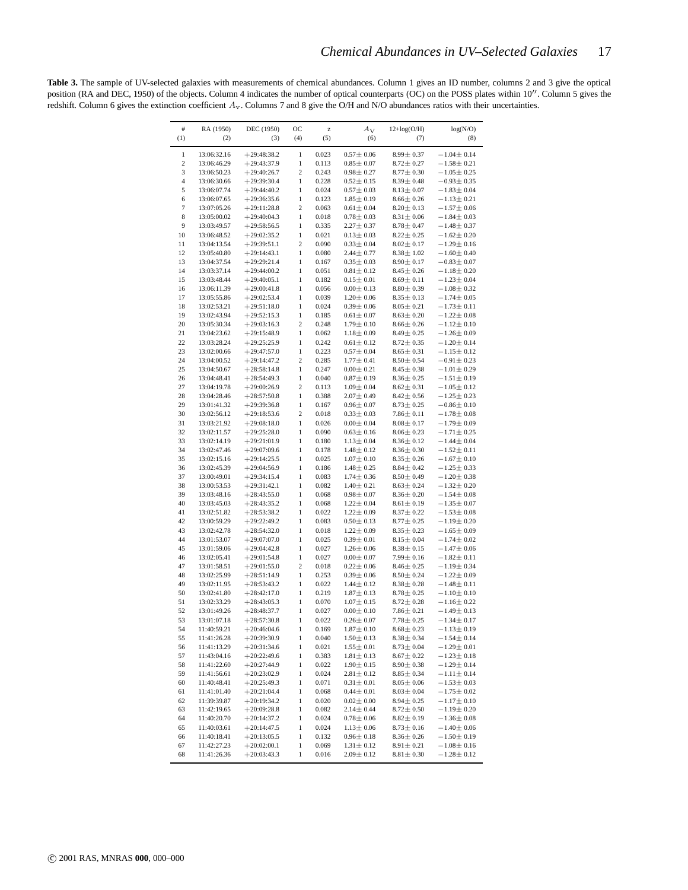**Table 3.** The sample of UV-selected galaxies with measurements of chemical abundances. Column 1 gives an ID number, columns 2 and 3 give the optical position (RA and DEC, 1950) of the objects. Column 4 indicates the number of optical counterparts (OC) on the POSS plates within 10′′. Column 5 gives the redshift. Column 6 gives the extinction coefficient $A_{\rm v}$. Columns 7 and 8 give the O/H and N/O abundances ratios with their uncertainties.

| # (1) | RA (1950) (2) | DEC (1950) (3) | OC (4) | z (5) | $A_{\rm V}$ (6) | 12+log(O/H) (7) | log(N/O) (8) |
|---|---|---|---|---|---|---|---|
| 1 | 13:06:32.16 | +29:48:38.2 | 1 | 0.023 | 0.57± 0.06 | 8.99± 0.37 | −1.04± 0.14 |
| 2 | 13:06:46.29 | +29:43:37.9 | 1 | 0.113 | 0.85± 0.07 | 8.72± 0.27 | −1.58± 0.21 |
| 3 | 13:06:50.23 | +29:40:26.7 | 2 | 0.243 | 0.98± 0.27 | 8.77± 0.30 | −1.05± 0.25 |
| 4 | 13:06:30.66 | +29:39:30.4 | 1 | 0.228 | 0.52± 0.15 | 8.39± 0.48 | −0.93± 0.35 |
| 5 | 13:06:07.74 | +29:44:40.2 | 1 | 0.024 | 0.57± 0.03 | 8.13± 0.07 | −1.83± 0.04 |
| 6 | 13:06:07.65 | +29:36:35.6 | 1 | 0.123 | 1.85± 0.19 | 8.66± 0.26 | −1.13± 0.21 |
| 7 | 13:07:05.26 | +29:11:28.8 | 2 | 0.063 | 0.61± 0.04 | 8.20± 0.13 | −1.57± 0.06 |
| 8 | 13:05:00.02 | +29:40:04.3 | 1 | 0.018 | 0.78± 0.03 | 8.31± 0.06 | −1.84± 0.03 |
| 9 | 13:03:49.57 | +29:58:56.5 | 1 | 0.335 | 2.27± 0.37 | 8.78± 0.47 | −1.48± 0.37 |
| 10 | 13:06:48.52 | +29:02:35.2 | 1 | 0.021 | 0.13± 0.03 | 8.22± 0.25 | −1.62± 0.20 |
| 11 | 13:04:13.54 | +29:39:51.1 | 2 | 0.090 | 0.33± 0.04 | 8.02± 0.17 | −1.29± 0.16 |
| 12 | 13:05:40.80 | +29:14:43.1 | 1 | 0.080 | 2.44± 0.77 | 8.38± 1.02 | −1.60± 0.40 |
| 13 | 13:04:37.54 | +29:29:21.4 | 1 | 0.167 | 0.35± 0.03 | 8.90± 0.17 | −0.83± 0.07 |
| 14 | 13:03:37.14 | +29:44:00.2 | 1 | 0.051 | 0.81± 0.12 | 8.45± 0.26 | −1.18± 0.20 |
| 15 | 13:03:48.44 | +29:40:05.1 | 1 | 0.182 | 0.15± 0.01 | 8.69± 0.11 | −1.23± 0.04 |
| 16 | 13:06:11.39 | +29:00:41.8 | 1 | 0.056 | 0.00± 0.13 | 8.80± 0.39 | −1.08± 0.32 |
| 17 | 13:05:55.86 | +29:02:53.4 | 1 | 0.039 | 1.20± 0.06 | 8.35± 0.13 | −1.74± 0.05 |
| 18 | 13:02:53.21 | +29:51:18.0 | 1 | 0.024 | 0.39± 0.06 | 8.05± 0.21 | −1.73± 0.11 |
| 19 | 13:02:43.94 | +29:52:15.3 | 1 | 0.185 | 0.61± 0.07 | 8.63± 0.20 | −1.22± 0.08 |
| 20 | 13:05:30.34 | +29:03:16.3 | 2 | 0.248 | 1.79± 0.10 | 8.66± 0.26 | −1.12± 0.10 |
| 21 | 13:04:23.62 | +29:15:48.9 | 1 | 0.062 | 1.18± 0.09 | 8.49± 0.25 | −1.26± 0.09 |
| 22 | 13:03:28.24 | +29:25:25.9 | 1 | 0.242 | 0.61± 0.12 | 8.72± 0.35 | −1.20± 0.14 |
| 23 | 13:02:00.66 | +29:47:57.0 | 1 | 0.223 | 0.57± 0.04 | 8.65± 0.31 | −1.15± 0.12 |
| 24 | 13:04:00.52 | +29:14:47.2 | 2 | 0.285 | 1.77± 0.41 | 8.50± 0.54 | −0.91± 0.23 |
| 25 | 13:04:50.67 | +28:58:14.8 | 1 | 0.247 | 0.00± 0.21 | 8.45± 0.38 | −1.01± 0.29 |
| 26 | 13:04:48.41 | +28:54:49.3 | 1 | 0.040 | 0.87± 0.19 | 8.36± 0.25 | −1.51± 0.19 |
| 27 | 13:04:19.78 | +29:00:26.9 | 2 | 0.113 | 1.09± 0.04 | 8.62± 0.31 | −1.05± 0.12 |
| 28 | 13:04:28.46 | +28:57:50.8 | 1 | 0.388 | 2.07± 0.49 | 8.42± 0.56 | −1.25± 0.23 |
| 29 | 13:01:41.32 | +29:39:36.8 | 1 | 0.167 | 0.96± 0.07 | 8.73± 0.25 | −0.86± 0.10 |
| 30 | 13:02:56.12 | +29:18:53.6 | 2 | 0.018 | 0.33± 0.03 | 7.86± 0.11 | −1.78± 0.08 |
| 31 | 13:03:21.92 | +29:08:18.0 | 1 | 0.026 | 0.00± 0.04 | 8.08± 0.17 | −1.79± 0.09 |
| 32 | 13:02:11.57 | +29:25:28.0 | 1 | 0.090 | 0.63± 0.16 | 8.06± 0.23 | −1.71± 0.25 |
| 33 | 13:02:14.19 | +29:21:01.9 | 1 | 0.180 | 1.13± 0.04 | 8.36± 0.12 | −1.44± 0.04 |
| 34 | 13:02:47.46 | +29:07:09.6 | 1 | 0.178 | 1.48± 0.12 | 8.36± 0.30 | −1.52± 0.11 |
| 35 | 13:02:15.16 | +29:14:25.5 | 1 | 0.025 | 1.07± 0.10 | 8.35± 0.26 | −1.67± 0.10 |
| 36 | 13:02:45.39 | +29:04:56.9 | 1 | 0.186 | 1.48± 0.25 | 8.84± 0.42 | −1.25± 0.33 |
| 37 | 13:00:49.01 | +29:34:15.4 | 1 | 0.083 | 1.74± 0.36 | 8.50± 0.49 | −1.20± 0.38 |
| 38 | 13:00:53.53 | +29:31:42.1 | 1 | 0.082 | 1.40± 0.21 | 8.63± 0.24 | −1.32± 0.20 |
| 39 | 13:03:48.16 | +28:43:55.0 | 1 | 0.068 | 0.98± 0.07 | 8.36± 0.20 | −1.54± 0.08 |
| 40 | 13:03:45.03 | +28:43:35.2 | 1 | 0.068 | 1.22± 0.04 | 8.61± 0.19 | −1.35± 0.07 |
| 41 | 13:02:51.82 | +28:53:38.2 | 1 | 0.022 | 1.22± 0.09 | 8.37± 0.22 | −1.53± 0.08 |
| 42 | 13:00:59.29 | +29:22:49.2 | 1 | 0.083 | 0.50± 0.13 | 8.77± 0.25 | −1.19± 0.20 |
| 43 | 13:02:42.78 | +28:54:32.0 | 1 | 0.018 | 1.22± 0.09 | 8.35± 0.23 | −1.65± 0.09 |
| 44 | 13:01:53.07 | +29:07:07.0 | 1 | 0.025 | 0.39± 0.01 | 8.15± 0.04 | −1.74± 0.02 |
| 45 | 13:01:59.06 | +29:04:42.8 | 1 | 0.027 | 1.26± 0.06 | 8.38± 0.15 | −1.47± 0.06 |
| 46 | 13:02:05.41 | +29:01:54.8 | 1 | 0.027 | 0.00± 0.07 | 7.99± 0.16 | −1.82± 0.11 |
| 47 | 13:01:58.51 | +29:01:55.0 | 2 | 0.018 | 0.22± 0.06 | 8.46± 0.25 | −1.19± 0.34 |
| 48 | 13:02:25.99 | +28:51:14.9 | 1 | 0.253 | 0.39± 0.06 | 8.50± 0.24 | −1.22± 0.09 |
| 49 | 13:02:11.95 | +28:53:43.2 | 1 | 0.022 | 1.44± 0.12 | 8.38± 0.28 | −1.48± 0.11 |
| 50 | 13:02:41.80 | +28:42:17.0 | 1 | 0.219 | 1.87± 0.13 | 8.78± 0.25 | −1.10± 0.10 |
| 51 | 13:02:33.29 | +28:43:05.3 | 1 | 0.070 | 1.07± 0.15 | 8.72± 0.28 | −1.16± 0.22 |
| 52 | 13:01:49.26 | +28:48:37.7 | 1 | 0.027 | 0.00± 0.10 | 7.86± 0.21 | −1.49± 0.13 |
| 53 | 13:01:07.18 | +28:57:30.8 | 1 | 0.022 | 0.26± 0.07 | 7.78± 0.25 | −1.34± 0.17 |
| 54 | 11:40:59.21 | +20:46:04.6 | 1 | 0.169 | 1.87± 0.10 | 8.68± 0.23 | −1.13± 0.19 |
| 55 | 11:41:26.28 | +20:39:30.9 | 1 | 0.040 | 1.50± 0.13 | 8.38± 0.34 | −1.54± 0.14 |
| 56 | 11:41:13.29 | +20:31:34.6 | 1 | 0.021 | 1.55± 0.01 | 8.73± 0.04 | −1.29± 0.01 |
| 57 | 11:43:04.16 | +20:22:49.6 | 1 | 0.383 | 1.81± 0.13 | 8.67± 0.22 | −1.23± 0.18 |
| 58 | 11:41:22.60 | +20:27:44.9 | 1 | 0.022 | 1.90± 0.15 | 8.90± 0.38 | −1.29± 0.14 |
| 59 | 11:41:56.61 | +20:23:02.9 | 1 | 0.024 | 2.81± 0.12 | 8.85± 0.34 | −1.11± 0.14 |
| 60 | 11:40:48.41 | +20:25:49.3 | 1 | 0.071 | 0.31± 0.01 | 8.05± 0.06 | −1.53± 0.03 |
| 61 | 11:41:01.40 | +20:21:04.4 | 1 | 0.068 | 0.44± 0.01 | 8.03± 0.04 | −1.75± 0.02 |
| 62 | 11:39:39.87 | +20:19:34.2 | 1 | 0.020 | 0.02± 0.00 | 8.94± 0.25 | −1.17± 0.10 |
| 63 | 11:42:19.65 | +20:09:28.8 | 1 | 0.082 | 2.14± 0.44 | 8.72± 0.50 | −1.19± 0.20 |
| 64 | 11:40:20.70 | +20:14:37.2 | 1 | 0.024 | 0.78± 0.06 | 8.82± 0.19 | −1.36± 0.08 |
| 65 | 11:40:03.61 | +20:14:47.5 | 1 | 0.024 | 1.13± 0.06 | 8.73± 0.16 | −1.40± 0.06 |
| 66 | 11:40:18.41 | +20:13:05.5 | 1 | 0.132 | 0.96± 0.18 | 8.36± 0.26 | −1.50± 0.19 |
| 67 | 11:42:27.23 | +20:02:00.1 | 1 | 0.069 | 1.31± 0.12 | 8.91± 0.21 | −1.08± 0.16 |
| 68 | 11:41:26.36 | +20:03:43.3 | 1 | 0.016 | 2.09± 0.12 | 8.81± 0.30 | −1.28± 0.12 |